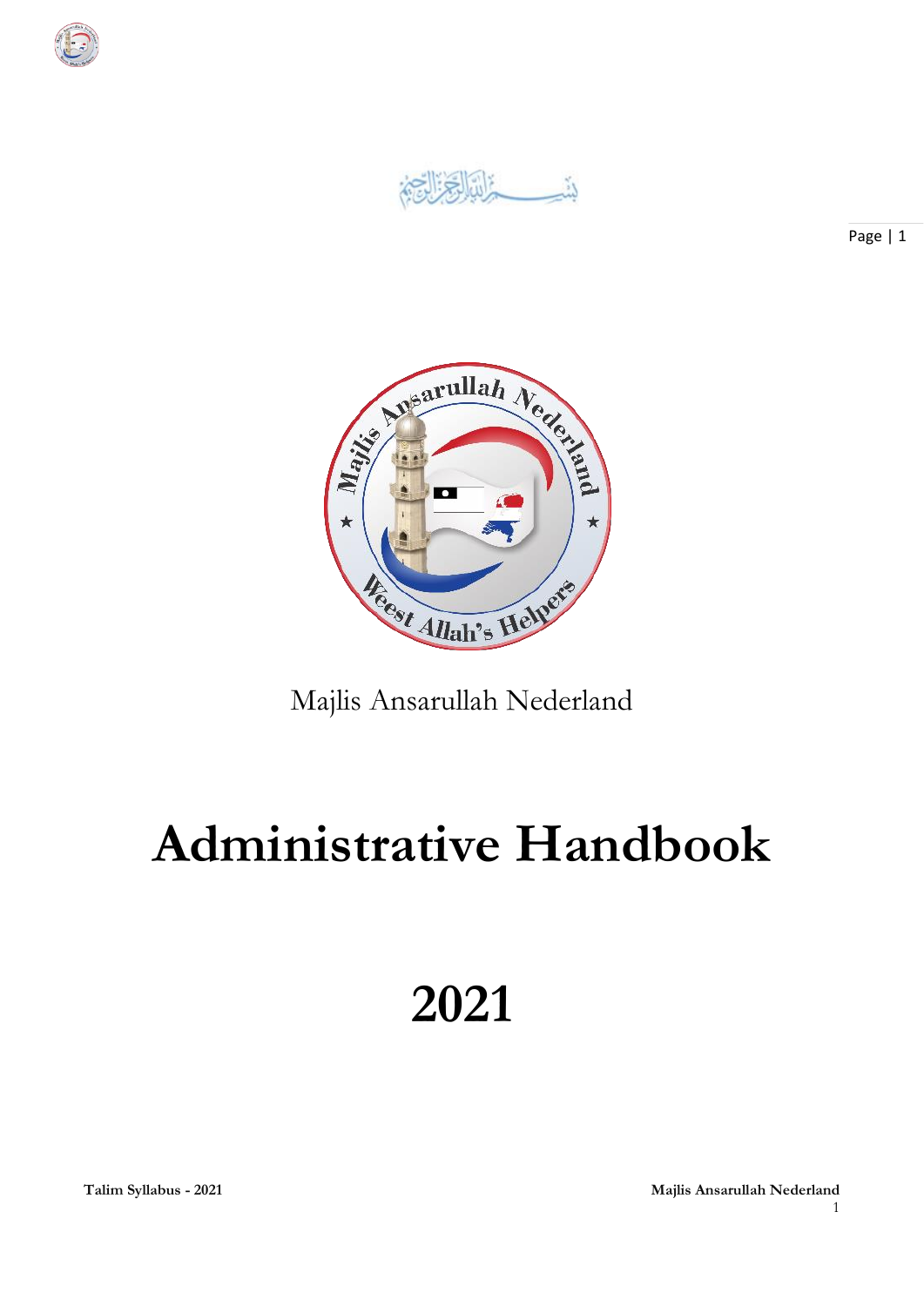بِسْمِ اللّٰهِ الرَّحْمٰنِ الرَّحِيْمِ

Majlis Ansarullah Nederland

# Administrative Handbook

# 2021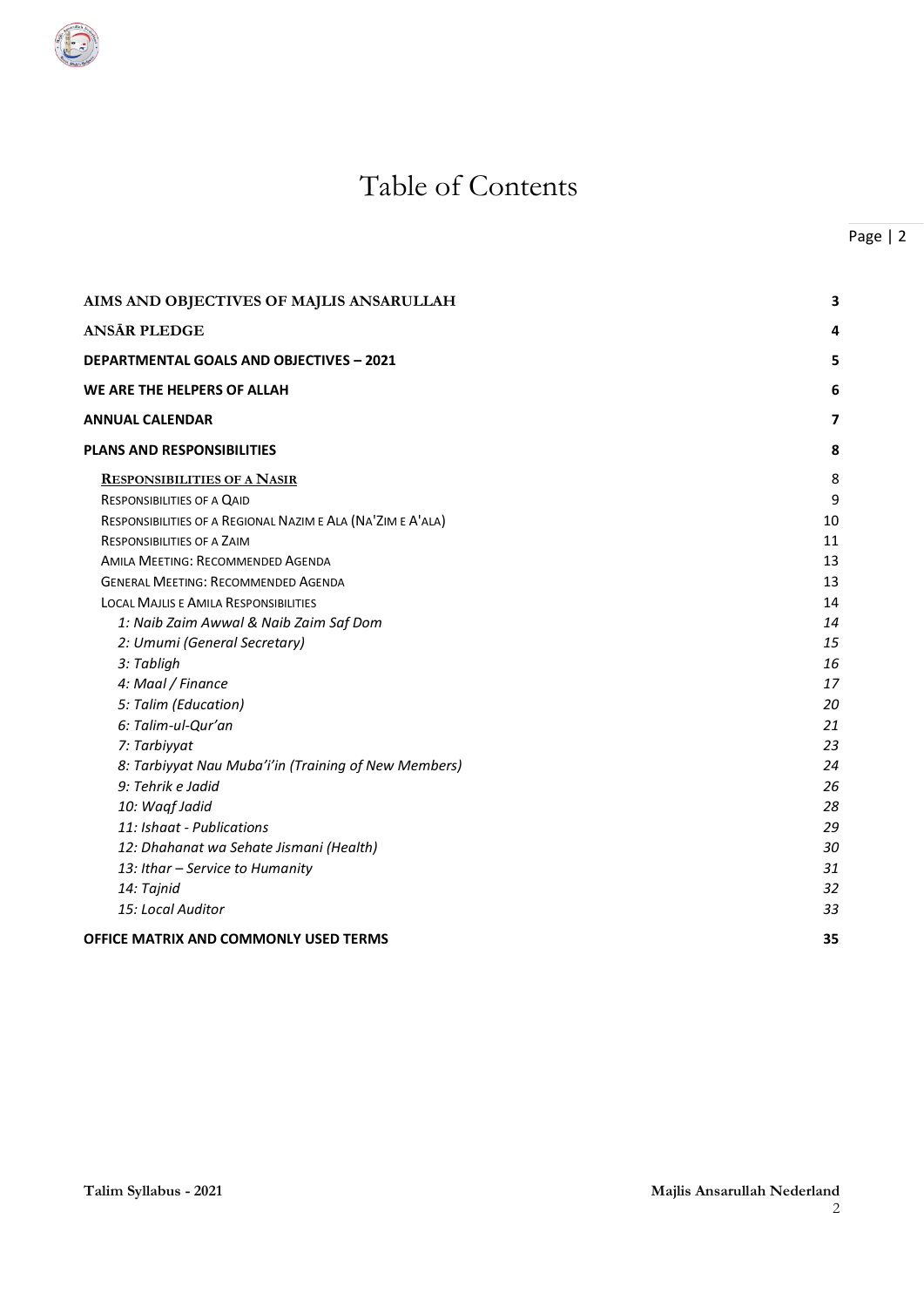# Table of Contents

| | |
|---|---|
| **AIMS AND OBJECTIVES OF MAJLIS ANSARULLAH** | **3** |
| **ANSĀR PLEDGE** | **4** |
| **DEPARTMENTAL GOALS AND OBJECTIVES – 2021** | **5** |
| **WE ARE THE HELPERS OF ALLAH** | **6** |
| **ANNUAL CALENDAR** | **7** |
| **PLANS AND RESPONSIBILITIES** | **8** |
| RESPONSIBILITIES OF A NASIR | 8 |
| RESPONSIBILITIES OF A QAID | 9 |
| RESPONSIBILITIES OF A REGIONAL NAZIM E ALA (NA'ZIM E A'ALA) | 10 |
| RESPONSIBILITIES OF A ZAIM | 11 |
| AMILA MEETING: RECOMMENDED AGENDA | 13 |
| GENERAL MEETING: RECOMMENDED AGENDA | 13 |
| LOCAL MAJLIS E AMILA RESPONSIBILITIES | 14 |
| *1: Naib Zaim Awwal & Naib Zaim Saf Dom* | *14* |
| *2: Umumi (General Secretary)* | *15* |
| *3: Tabligh* | *16* |
| *4: Maal / Finance* | *17* |
| *5: Talim (Education)* | *20* |
| *6: Talim-ul-Qur'an* | *21* |
| *7: Tarbiyyat* | *23* |
| *8: Tarbiyyat Nau Muba'i'in (Training of New Members)* | *24* |
| *9: Tehrik e Jadid* | *26* |
| *10: Waqf Jadid* | *28* |
| *11: Ishaat - Publications* | *29* |
| *12: Dhahanat wa Sehate Jismani (Health)* | *30* |
| *13: Ithar – Service to Humanity* | *31* |
| *14: Tajnid* | *32* |
| *15: Local Auditor* | *33* |
| **OFFICE MATRIX AND COMMONLY USED TERMS** | **35** |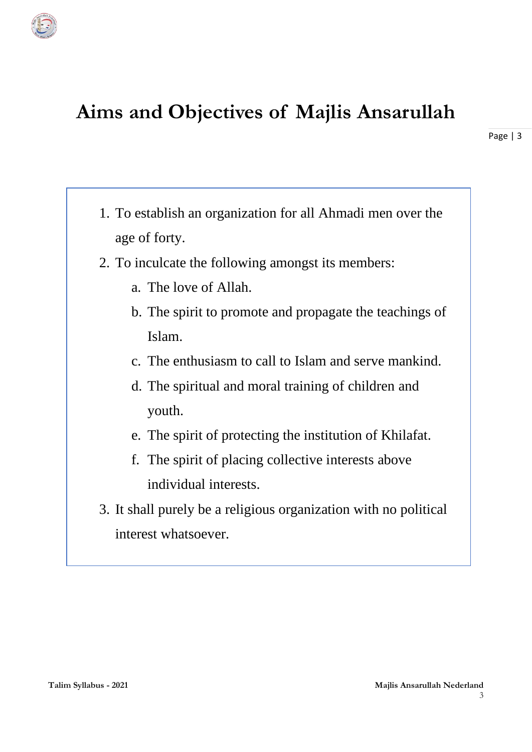# Aims and Objectives of Majlis Ansarullah

1. To establish an organization for all Ahmadi men over the age of forty.
2. To inculcate the following amongst its members:
    a. The love of Allah.
    b. The spirit to promote and propagate the teachings of Islam.
    c. The enthusiasm to call to Islam and serve mankind.
    d. The spiritual and moral training of children and youth.
    e. The spirit of protecting the institution of Khilafat.
    f. The spirit of placing collective interests above individual interests.
3. It shall purely be a religious organization with no political interest whatsoever.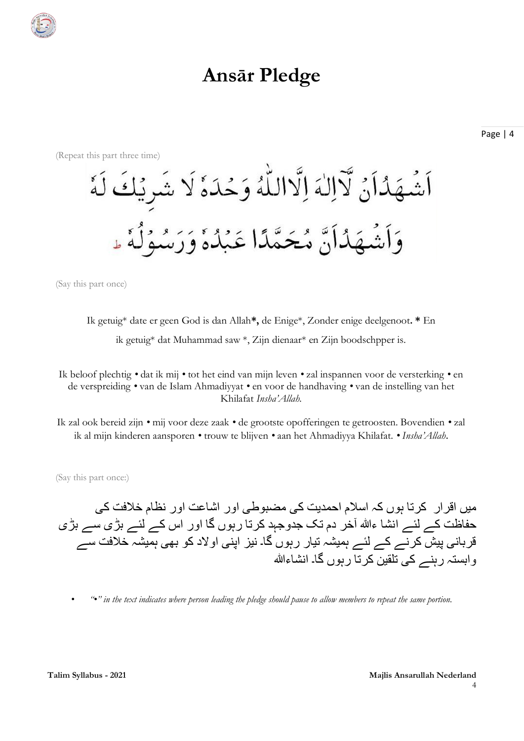# Ansār Pledge

(Repeat this part three time)

اَشْهَدُ اَنْ لَّآ اِلٰهَ اِلَّا اللّٰهُ وَحْدَهٗ لَا شَرِيْكَ لَهٗ
وَاَشْهَدُ اَنَّ مُحَمَّدًا عَبْدُهٗ وَرَسُوْلُهٗ ط

(Say this part once)

Ik getuig* date er geen God is dan Allah**,** de Enige*, Zonder enige deelgenoot**. *** En ik getuig* dat Muhammad saw *, Zijn dienaar* en Zijn boodschpper is.

Ik beloof plechtig • dat ik mij • tot het eind van mijn leven • zal inspannen voor de versterking • en de verspreiding • van de Islam Ahmadiyyat • en voor de handhaving • van de instelling van het Khilafat *Insha'Allah.*

Ik zal ook bereid zijn • mij voor deze zaak • de grootste opofferingen te getroosten. Bovendien • zal ik al mijn kinderen aansporen • trouw te blijven • aan het Ahmadiyya Khilafat. • *Insha'Allah*.

(Say this part once:)

میں اقرار کرتا ہوں کہ اسلام احمدیت کی مضبوطی اور اشاعت اور نظام خلافت کی حفاظت کے لئے انشا ءاللہ آخر دم تک جدوجہد کرتا رہوں گا اور اس کے لئے بڑی سے بڑی قربانی پیش کرنے کے لئے ہمیشہ تیار رہوں گا۔ نیز اپنی اولاد کو بھی ہمیشہ خلافت سے وابستہ رہنے کی تلقین کرتا رہوں گا۔ انشاءاللہ

- *"•" in the text indicates where person leading the pledge should pause to allow members to repeat the same portion.*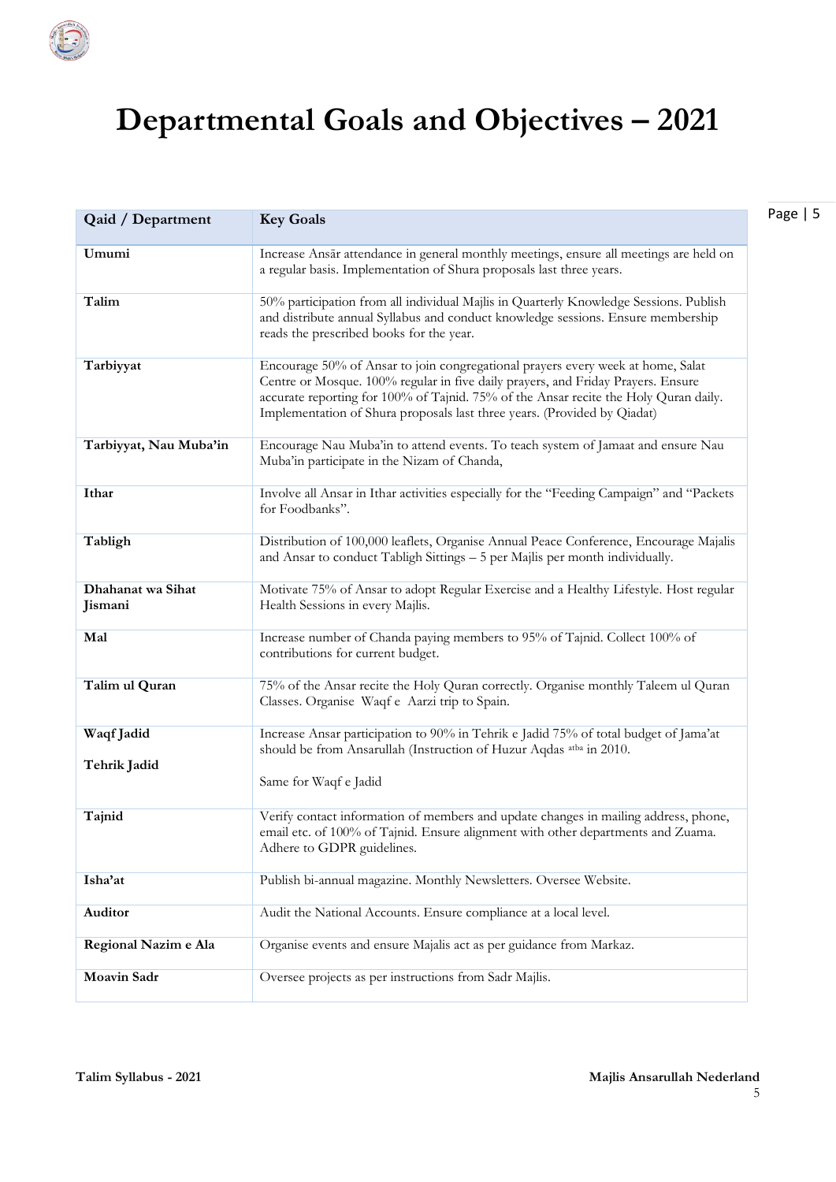# Departmental Goals and Objectives – 2021

| Qaid / Department | Key Goals |
| --- | --- |
| **Umumi** | Increase Ansār attendance in general monthly meetings, ensure all meetings are held on a regular basis. Implementation of Shura proposals last three years. |
| **Talim** | 50% participation from all individual Majlis in Quarterly Knowledge Sessions. Publish and distribute annual Syllabus and conduct knowledge sessions. Ensure membership reads the prescribed books for the year. |
| **Tarbiyyat** | Encourage 50% of Ansar to join congregational prayers every week at home, Salat Centre or Mosque. 100% regular in five daily prayers, and Friday Prayers. Ensure accurate reporting for 100% of Tajnid. 75% of the Ansar recite the Holy Quran daily. Implementation of Shura proposals last three years. (Provided by Qiadat) |
| **Tarbiyyat, Nau Muba'in** | Encourage Nau Muba'in to attend events. To teach system of Jamaat and ensure Nau Muba'in participate in the Nizam of Chanda, |
| **Ithar** | Involve all Ansar in Ithar activities especially for the "Feeding Campaign" and "Packets for Foodbanks". |
| **Tabligh** | Distribution of 100,000 leaflets, Organise Annual Peace Conference, Encourage Majalis and Ansar to conduct Tabligh Sittings – 5 per Majlis per month individually. |
| **Dhahanat wa Sihat Jismani** | Motivate 75% of Ansar to adopt Regular Exercise and a Healthy Lifestyle. Host regular Health Sessions in every Majlis. |
| **Mal** | Increase number of Chanda paying members to 95% of Tajnid. Collect 100% of contributions for current budget. |
| **Talim ul Quran** | 75% of the Ansar recite the Holy Quran correctly. Organise monthly Taleem ul Quran Classes. Organise Waqf e Aarzi trip to Spain. |
| **Waqf Jadid**<br><br>**Tehrik Jadid** | Increase Ansar participation to 90% in Tehrik e Jadid 75% of total budget of Jama'at should be from Ansarullah (Instruction of Huzur Aqdas atba in 2010.<br><br>Same for Waqf e Jadid |
| **Tajnid** | Verify contact information of members and update changes in mailing address, phone, email etc. of 100% of Tajnid. Ensure alignment with other departments and Zuama. Adhere to GDPR guidelines. |
| **Isha'at** | Publish bi-annual magazine. Monthly Newsletters. Oversee Website. |
| **Auditor** | Audit the National Accounts. Ensure compliance at a local level. |
| **Regional Nazim e Ala** | Organise events and ensure Majalis act as per guidance from Markaz. |
| **Moavin Sadr** | Oversee projects as per instructions from Sadr Majlis. |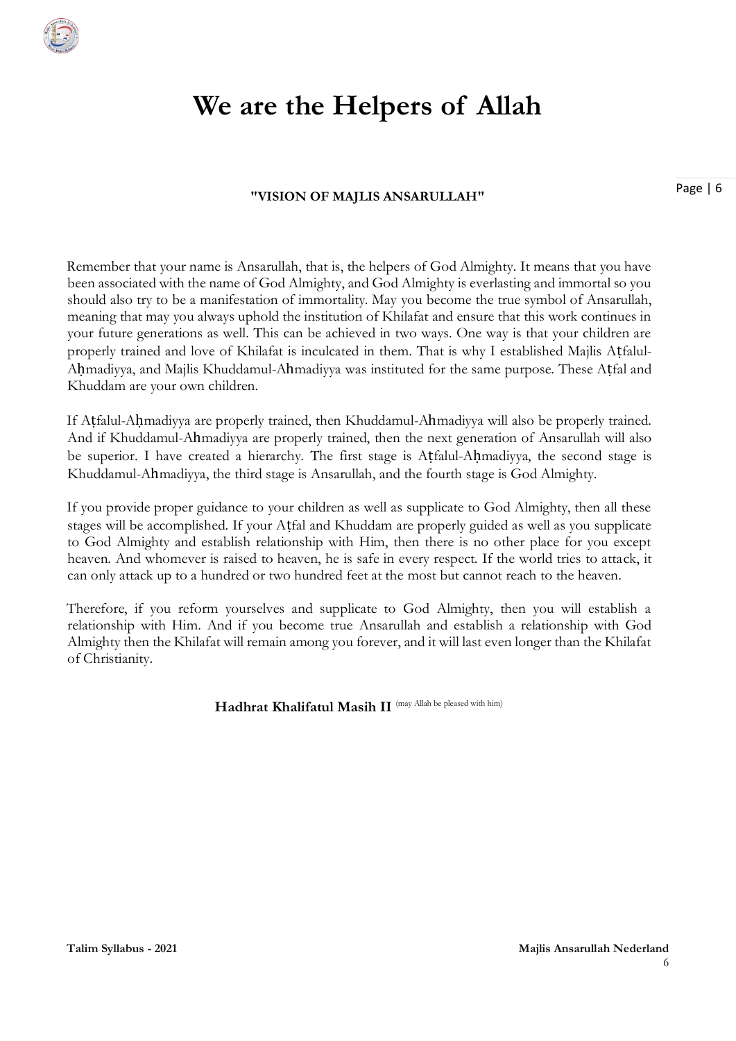# We are the Helpers of Allah

**"VISION OF MAJLIS ANSARULLAH"**

Remember that your name is Ansarullah, that is, the helpers of God Almighty. It means that you have been associated with the name of God Almighty, and God Almighty is everlasting and immortal so you should also try to be a manifestation of immortality. May you become the true symbol of Ansarullah, meaning that may you always uphold the institution of Khilafat and ensure that this work continues in your future generations as well. This can be achieved in two ways. One way is that your children are properly trained and love of Khilafat is inculcated in them. That is why I established Majlis Aṭfalul-Aḥmadiyya, and Majlis Khuddamul-Ahmadiyya was instituted for the same purpose. These Aṭfal and Khuddam are your own children.

If Aṭfalul-Aḥmadiyya are properly trained, then Khuddamul-Ahmadiyya will also be properly trained. And if Khuddamul-Ahmadiyya are properly trained, then the next generation of Ansarullah will also be superior. I have created a hierarchy. The first stage is Aṭfalul-Aḥmadiyya, the second stage is Khuddamul-Ahmadiyya, the third stage is Ansarullah, and the fourth stage is God Almighty.

If you provide proper guidance to your children as well as supplicate to God Almighty, then all these stages will be accomplished. If your Aṭfal and Khuddam are properly guided as well as you supplicate to God Almighty and establish relationship with Him, then there is no other place for you except heaven. And whomever is raised to heaven, he is safe in every respect. If the world tries to attack, it can only attack up to a hundred or two hundred feet at the most but cannot reach to the heaven.

Therefore, if you reform yourselves and supplicate to God Almighty, then you will establish a relationship with Him. And if you become true Ansarullah and establish a relationship with God Almighty then the Khilafat will remain among you forever, and it will last even longer than the Khilafat of Christianity.

**Hadhrat Khalifatul Masih II** (may Allah be pleased with him)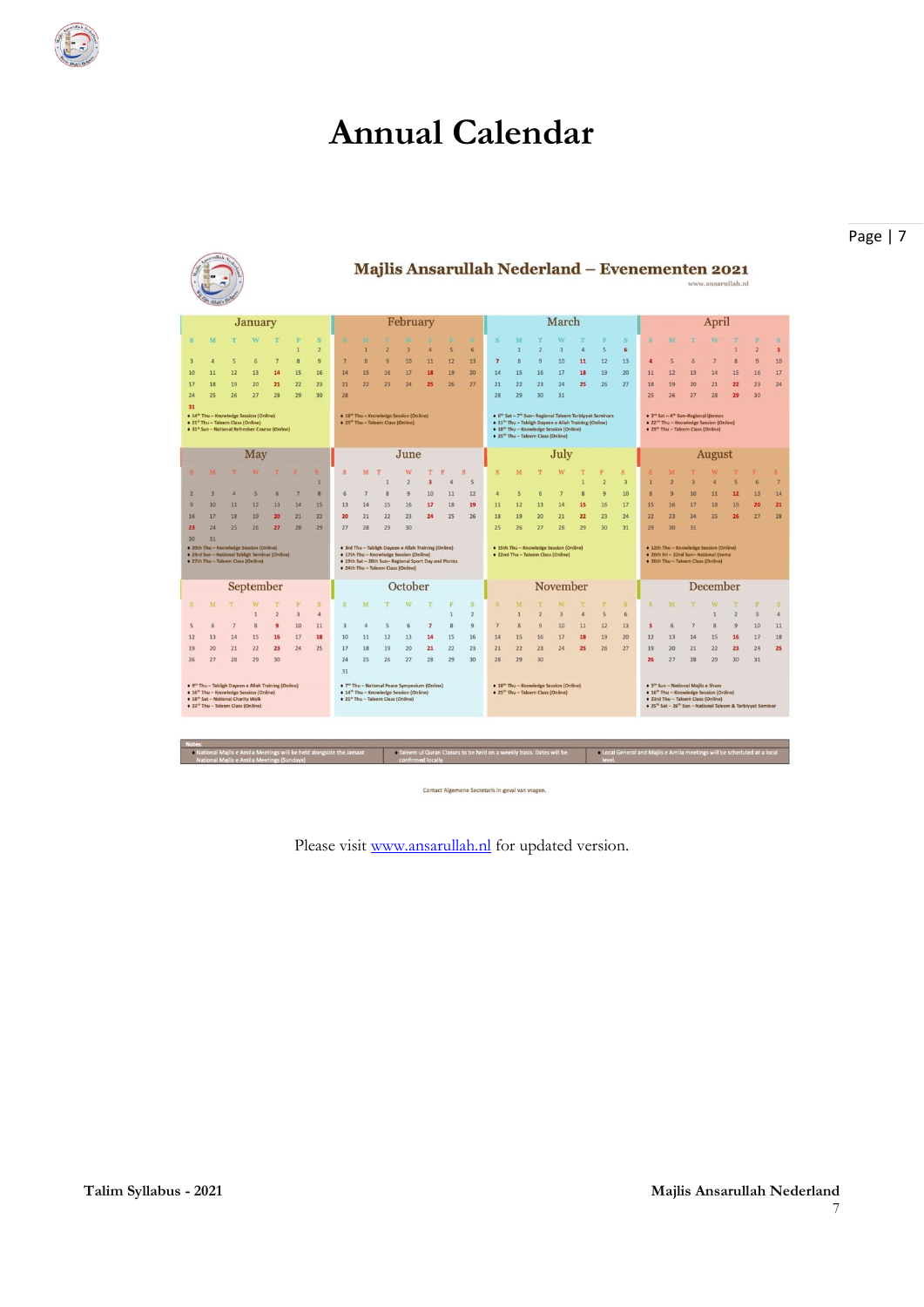# Annual Calendar

## Majlis Ansarullah Nederland – Evenementen 2021

www.ansarullah.nl

**January**
- 14th Thu – Knowledge Session (Online)
- 21st Thu – Taleem Class (Online)
- 31st Sun – National Refresher Course (Online)

**February**
- 18th Thu – Knowledge Session (Online)
- 25th Thu – Taleem Class (Online)

**March**
- 6th Sat – 7th Sun – Regional Taleem Tarbiyyat Seminars
- 11th Thu – Tabligh Dayeen e Allah Training (Online)
- 18th Thu – Knowledge Session (Online)
- 25th Thu – Taleem Class (Online)

**April**
- 3rd Sat – 4th Sun – Regional Ijtemas
- 22nd Thu – Knowledge Session (Online)
- 29th Thu – Taleem Class (Online)

**May**
- 20th Thu – Knowledge Session (Online)
- 23rd Sun – National Tabligh Seminar (Online)
- 27th Thu – Taleem Class (Online)

**June**
- 3rd Thu – Tabligh Dayeen e Allah Training (Online)
- 17th Thu – Knowledge Session (Online)
- 19th Sat – 20th Sun – Regional Sport Day and Picnics
- 24th Thu – Taleem Class (Online)

**July**
- 15th Thu – Knowledge Session (Online)
- 22nd Thu – Taleem Class (Online)

**August**
- 12th Thu – Knowledge Session (Online)
- 20th Fri – 22nd Sun – National Ijtema
- 26th Thu – Taleem Class (Online)

**September**
- 9th Thu – Tabligh Dayeen e Allah Training (Online)
- 16th Thu – Knowledge Session (Online)
- 18th Sat – National Charity Walk
- 23rd Thu – Taleem Class (Online)

**October**
- 7th Thu – National Peace Symposium (Online)
- 14th Thu – Knowledge Session (Online)
- 21st Thu – Taleem Class (Online)

**November**
- 18th Thu – Knowledge Session (Online)
- 25th Thu – Taleem Class (Online)

**December**
- 5th Sun – National Majlis e Shura
- 16th Thu – Knowledge Session (Online)
- 23rd Thu – Taleem Class (Online)
- 25th Sat – 26th Sun – National Taleem & Tarbiyyat Seminar

**Notes:**
- National Majlis e Amila Meetings will be held alongside the Jamaat National Majlis e Amila Meetings (Sundays)
- Taleem ul Quran Classes to be held on a weekly basis. Dates will be confirmed locally.
- Local General and Majlis e Amila meetings will be scheduled at a local level.

Contact Algemene Secretaris in geval van vragen.

Please visit www.ansarullah.nl for updated version.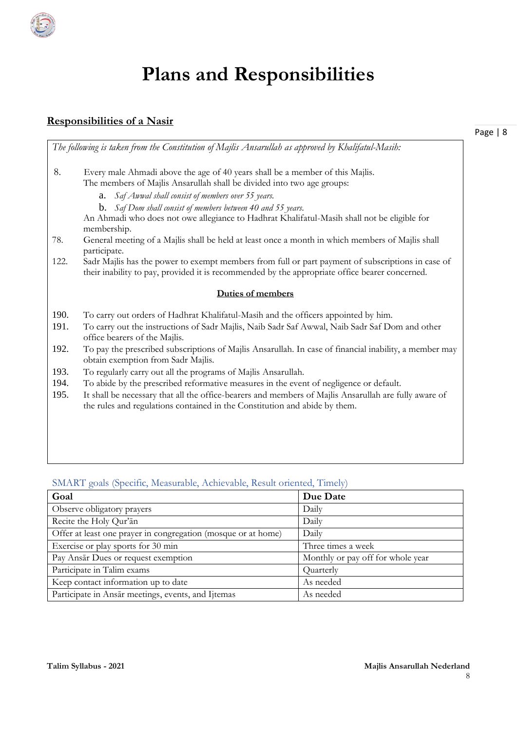# Plans and Responsibilities

## Responsibilities of a Nasir

*The following is taken from the Constitution of Majlis Ansarullah as approved by Khalifatul-Masih:*

8. Every male Ahmadi above the age of 40 years shall be a member of this Majlis.
   The members of Majlis Ansarullah shall be divided into two age groups:
   a. *Saf Awwal shall consist of members over 55 years.*
   b. *Saf Dom shall consist of members between 40 and 55 years.*

   An Ahmadi who does not owe allegiance to Hadhrat Khalifatul-Masih shall not be eligible for membership.

78. General meeting of a Majlis shall be held at least once a month in which members of Majlis shall participate.

122. Sadr Majlis has the power to exempt members from full or part payment of subscriptions in case of their inability to pay, provided it is recommended by the appropriate office bearer concerned.

**Duties of members**

190. To carry out orders of Hadhrat Khalifatul-Masih and the officers appointed by him.
191. To carry out the instructions of Sadr Majlis, Naib Sadr Saf Awwal, Naib Sadr Saf Dom and other office bearers of the Majlis.
192. To pay the prescribed subscriptions of Majlis Ansarullah. In case of financial inability, a member may obtain exemption from Sadr Majlis.
193. To regularly carry out all the programs of Majlis Ansarullah.
194. To abide by the prescribed reformative measures in the event of negligence or default.
195. It shall be necessary that all the office-bearers and members of Majlis Ansarullah are fully aware of the rules and regulations contained in the Constitution and abide by them.

### SMART goals (Specific, Measurable, Achievable, Result oriented, Timely)

| Goal | Due Date |
|---|---|
| Observe obligatory prayers | Daily |
| Recite the Holy Qur'ān | Daily |
| Offer at least one prayer in congregation (mosque or at home) | Daily |
| Exercise or play sports for 30 min | Three times a week |
| Pay Ansār Dues or request exemption | Monthly or pay off for whole year |
| Participate in Talim exams | Quarterly |
| Keep contact information up to date | As needed |
| Participate in Ansār meetings, events, and Ijtemas | As needed |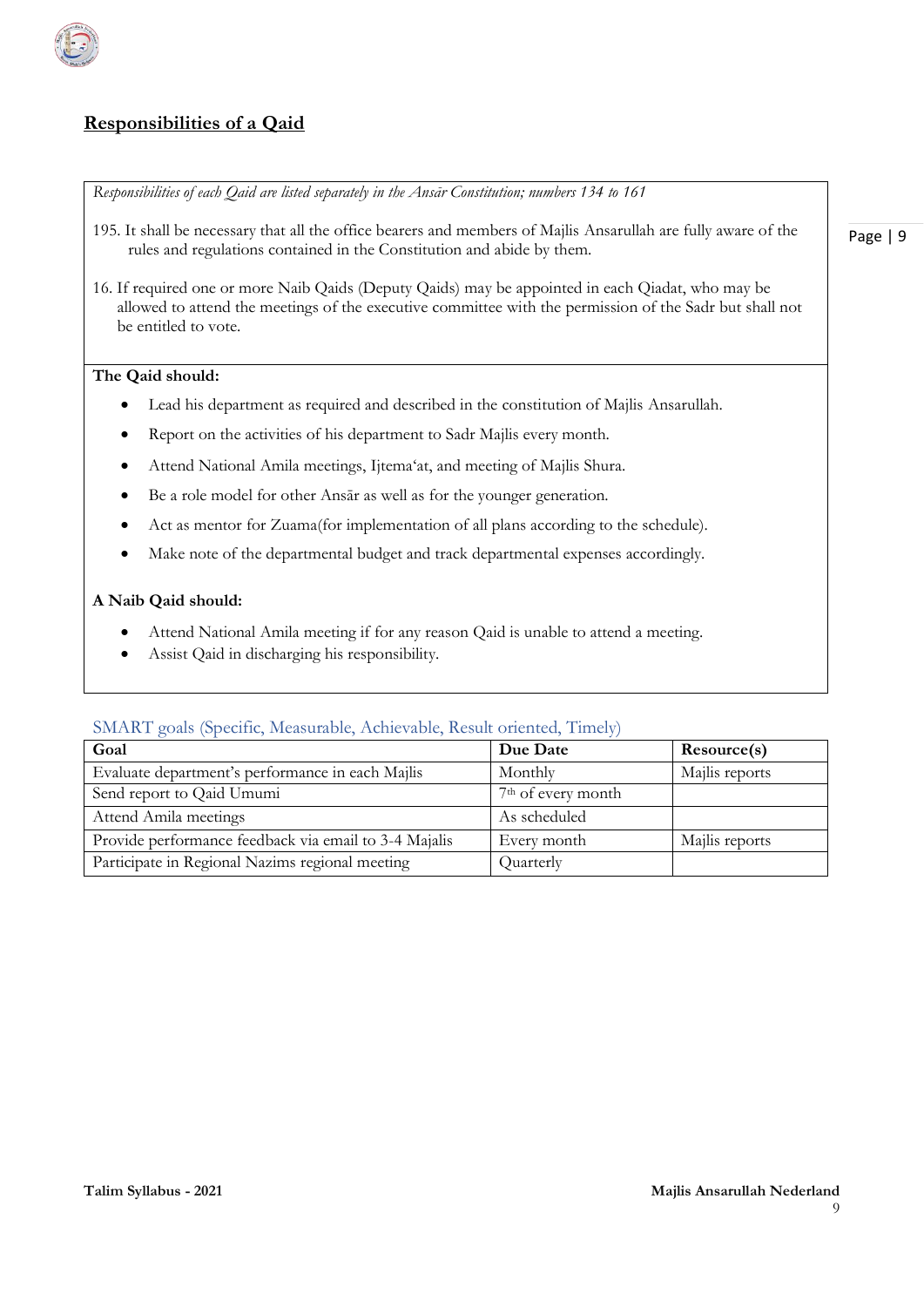## Responsibilities of a Qaid

*Responsibilities of each Qaid are listed separately in the Ansār Constitution; numbers 134 to 161*

195. It shall be necessary that all the office bearers and members of Majlis Ansarullah are fully aware of the rules and regulations contained in the Constitution and abide by them.

16. If required one or more Naib Qaids (Deputy Qaids) may be appointed in each Qiadat, who may be allowed to attend the meetings of the executive committee with the permission of the Sadr but shall not be entitled to vote.

**The Qaid should:**

- Lead his department as required and described in the constitution of Majlis Ansarullah.
- Report on the activities of his department to Sadr Majlis every month.
- Attend National Amila meetings, Ijtema'at, and meeting of Majlis Shura.
- Be a role model for other Ansār as well as for the younger generation.
- Act as mentor for Zuama(for implementation of all plans according to the schedule).
- Make note of the departmental budget and track departmental expenses accordingly.

**A Naib Qaid should:**

- Attend National Amila meeting if for any reason Qaid is unable to attend a meeting.
- Assist Qaid in discharging his responsibility.

### SMART goals (Specific, Measurable, Achievable, Result oriented, Timely)

| Goal | Due Date | Resource(s) |
|---|---|---|
| Evaluate department's performance in each Majlis | Monthly | Majlis reports |
| Send report to Qaid Umumi | 7th of every month | |
| Attend Amila meetings | As scheduled | |
| Provide performance feedback via email to 3-4 Majalis | Every month | Majlis reports |
| Participate in Regional Nazims regional meeting | Quarterly | |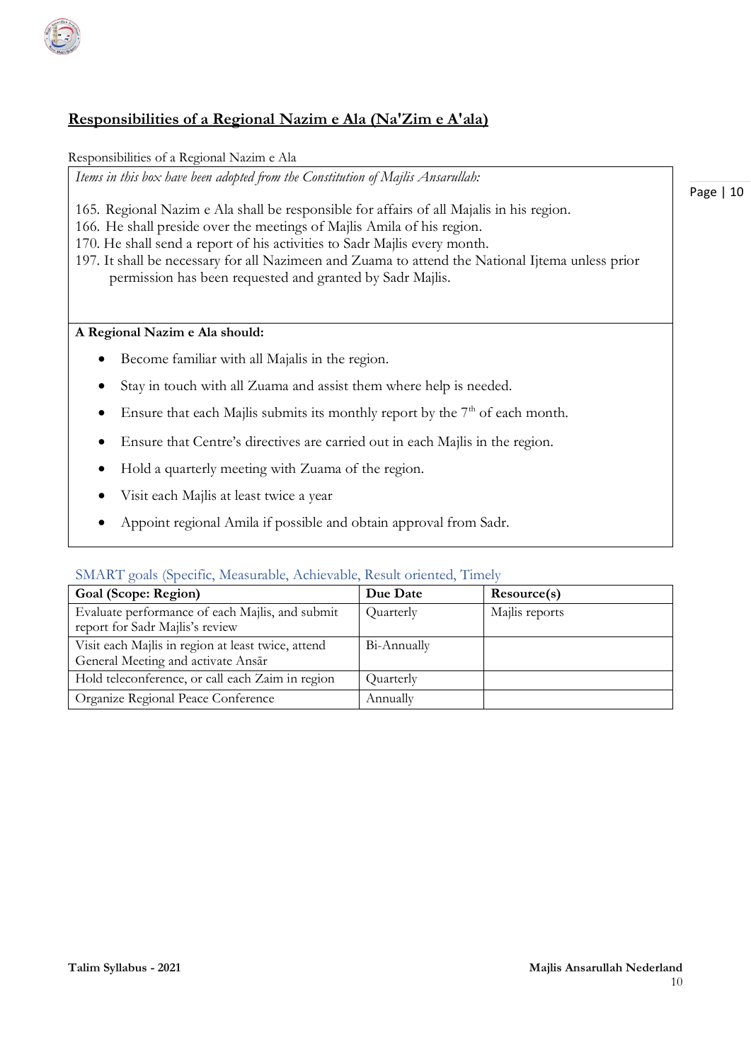## **Responsibilities of a Regional Nazim e Ala (Na'Zim e A'ala)**

Responsibilities of a Regional Nazim e Ala

*Items in this box have been adopted from the Constitution of Majlis Ansarullah:*

165. Regional Nazim e Ala shall be responsible for affairs of all Majalis in his region.
166. He shall preside over the meetings of Majlis Amila of his region.
170. He shall send a report of his activities to Sadr Majlis every month.
197. It shall be necessary for all Nazimeen and Zuama to attend the National Ijtema unless prior permission has been requested and granted by Sadr Majlis.

**A Regional Nazim e Ala should:**

- Become familiar with all Majalis in the region.
- Stay in touch with all Zuama and assist them where help is needed.
- Ensure that each Majlis submits its monthly report by the 7th of each month.
- Ensure that Centre's directives are carried out in each Majlis in the region.
- Hold a quarterly meeting with Zuama of the region.
- Visit each Majlis at least twice a year
- Appoint regional Amila if possible and obtain approval from Sadr.

### SMART goals (Specific, Measurable, Achievable, Result oriented, Timely

| Goal (Scope: Region) | Due Date | Resource(s) |
|---|---|---|
| Evaluate performance of each Majlis, and submit report for Sadr Majlis's review | Quarterly | Majlis reports |
| Visit each Majlis in region at least twice, attend General Meeting and activate Ansār | Bi-Annually | |
| Hold teleconference, or call each Zaim in region | Quarterly | |
| Organize Regional Peace Conference | Annually | |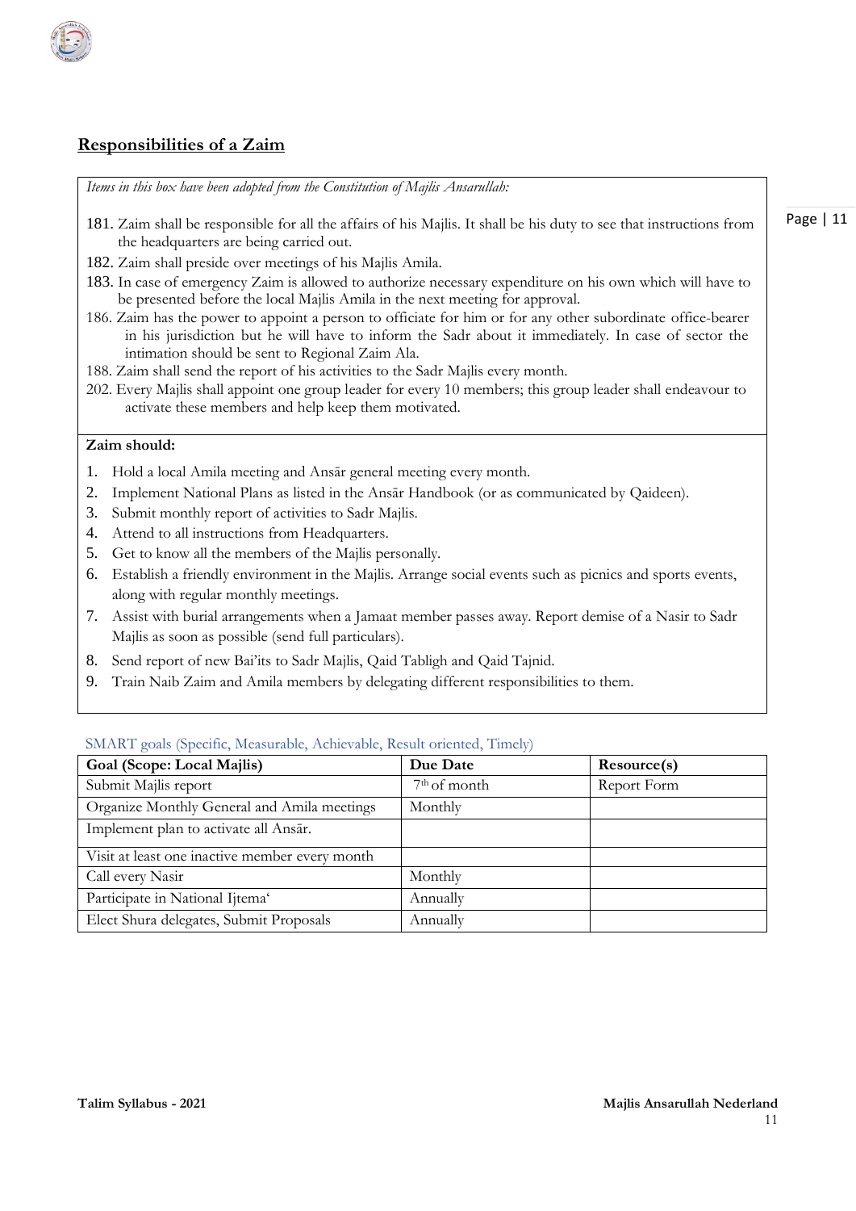## Responsibilities of a Zaim

*Items in this box have been adopted from the Constitution of Majlis Ansarullah:*

181. Zaim shall be responsible for all the affairs of his Majlis. It shall be his duty to see that instructions from the headquarters are being carried out.
182. Zaim shall preside over meetings of his Majlis Amila.
183. In case of emergency Zaim is allowed to authorize necessary expenditure on his own which will have to be presented before the local Majlis Amila in the next meeting for approval.
186. Zaim has the power to appoint a person to officiate for him or for any other subordinate office-bearer in his jurisdiction but he will have to inform the Sadr about it immediately. In case of sector the intimation should be sent to Regional Zaim Ala.
188. Zaim shall send the report of his activities to the Sadr Majlis every month.
202. Every Majlis shall appoint one group leader for every 10 members; this group leader shall endeavour to activate these members and help keep them motivated.

**Zaim should:**

1. Hold a local Amila meeting and Ansār general meeting every month.
2. Implement National Plans as listed in the Ansār Handbook (or as communicated by Qaideen).
3. Submit monthly report of activities to Sadr Majlis.
4. Attend to all instructions from Headquarters.
5. Get to know all the members of the Majlis personally.
6. Establish a friendly environment in the Majlis. Arrange social events such as picnics and sports events, along with regular monthly meetings.
7. Assist with burial arrangements when a Jamaat member passes away. Report demise of a Nasir to Sadr Majlis as soon as possible (send full particulars).
8. Send report of new Bai'its to Sadr Majlis, Qaid Tabligh and Qaid Tajnid.
9. Train Naib Zaim and Amila members by delegating different responsibilities to them.

SMART goals (Specific, Measurable, Achievable, Result oriented, Timely)

| Goal (Scope: Local Majlis) | Due Date | Resource(s) |
|---|---|---|
| Submit Majlis report | 7th of month | Report Form |
| Organize Monthly General and Amila meetings | Monthly | |
| Implement plan to activate all Ansār. | | |
| Visit at least one inactive member every month | | |
| Call every Nasir | Monthly | |
| Participate in National Ijtema' | Annually | |
| Elect Shura delegates, Submit Proposals | Annually | |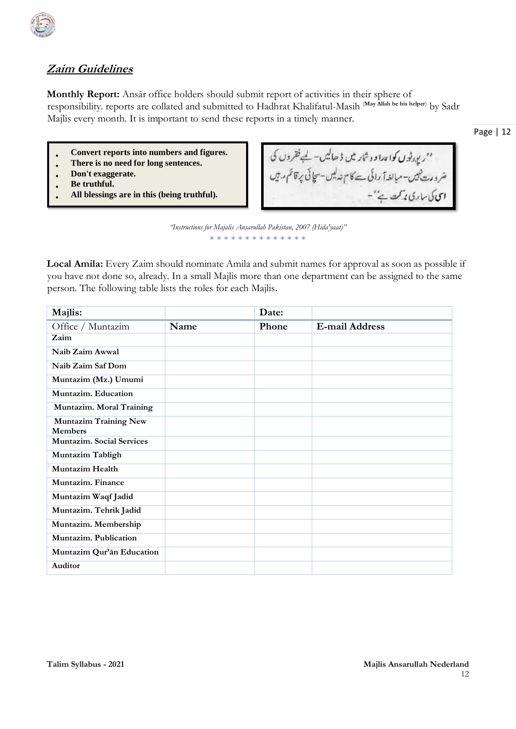## Zaim Guidelines

**Monthly Report:** Ansār office holders should submit report of activities in their sphere of responsibility. reports are collated and submitted to Hadhrat Khalifatul-Masih (May Allah be his helper) by Sadr Majlis every month. It is important to send these reports in a timely manner.

- **Convert reports into numbers and figures.**
- **There is no need for long sentences.**
- **Don't exaggerate.**
- **Be truthful.**
- **All blessings are in this (being truthful).**

''رپورٹوں کو اعداد و شمار میں ڈھالیں۔ لمبے فقروں کی ضرورت نہیں۔ مبالغہ آرائی سے کام نہ لیں۔ سچائی پر قائم رہیں اسی کی ساری برکت ہے''۔

*"Instructions for Majalis Ansarullah Pakistan, 2007 (Hida'yaat)"*

\* \* \* \* \* \* \* \* \* \* \* \* \* \*

**Local Amila:** Every Zaim should nominate Amila and submit names for approval as soon as possible if you have not done so, already. In a small Majlis more than one department can be assigned to the same person. The following table lists the roles for each Majlis.

| **Majlis:** | | **Date:** | |
|---|---|---|---|
| Office / Muntazim | **Name** | **Phone** | **E-mail Address** |
| **Zaim** | | | |
| **Naib Zaim Awwal** | | | |
| **Naib Zaim Saf Dom** | | | |
| **Muntazim (Mz.) Umumi** | | | |
| **Muntazim. Education** | | | |
| **Muntazim. Moral Training** | | | |
| **Muntazim Training New Members** | | | |
| **Muntazim. Social Services** | | | |
| **Muntazim Tabligh** | | | |
| **Muntazim Health** | | | |
| **Muntazim. Finance** | | | |
| **Muntazim Waqf Jadid** | | | |
| **Muntazim. Tehrik Jadid** | | | |
| **Muntazim. Membership** | | | |
| **Muntazim. Publication** | | | |
| **Muntazim Qur'ān Education** | | | |
| **Auditor** | | | |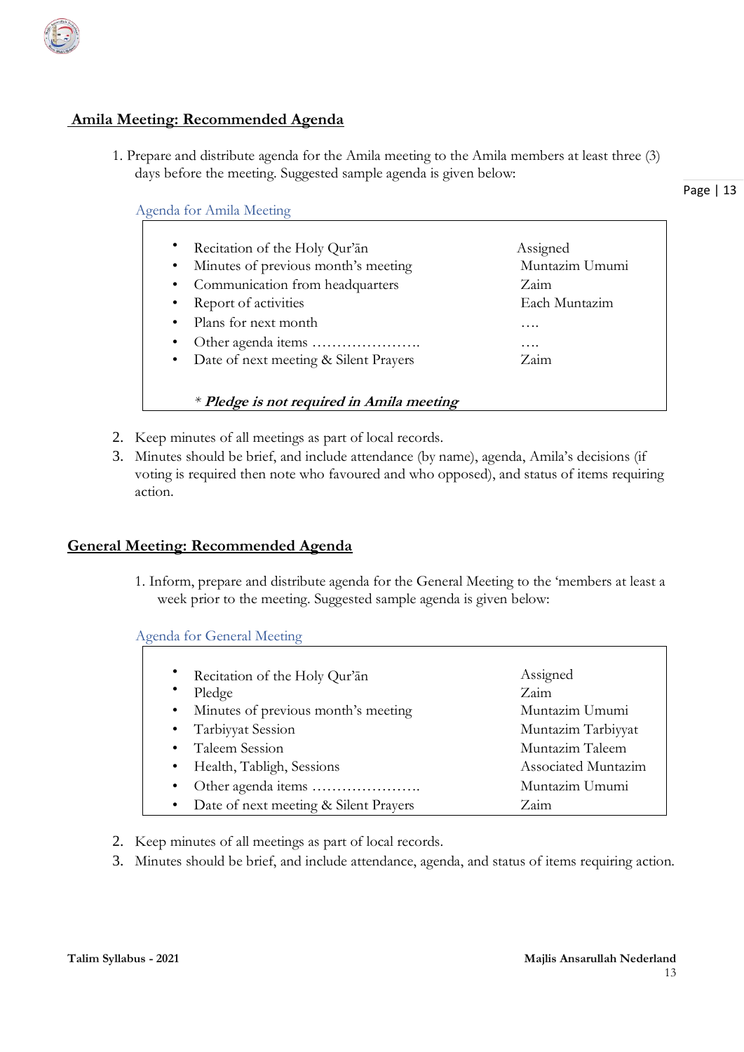## Amila Meeting: Recommended Agenda

1. Prepare and distribute agenda for the Amila meeting to the Amila members at least three (3) days before the meeting. Suggested sample agenda is given below:

Agenda for Amila Meeting

| Agenda Item | Assigned |
|---|---|
| Recitation of the Holy Qur'ān | Assigned |
| Minutes of previous month's meeting | Muntazim Umumi |
| Communication from headquarters | Zaim |
| Report of activities | Each Muntazim |
| Plans for next month | …. |
| Other agenda items …………………. | …. |
| Date of next meeting & Silent Prayers | Zaim |

\* ***Pledge is not required in Amila meeting***

2. Keep minutes of all meetings as part of local records.
3. Minutes should be brief, and include attendance (by name), agenda, Amila's decisions (if voting is required then note who favoured and who opposed), and status of items requiring action.

## General Meeting: Recommended Agenda

1. Inform, prepare and distribute agenda for the General Meeting to the 'members at least a week prior to the meeting. Suggested sample agenda is given below:

Agenda for General Meeting

| Agenda Item | Assigned |
|---|---|
| Recitation of the Holy Qur'ān | Assigned |
| Pledge | Zaim |
| Minutes of previous month's meeting | Muntazim Umumi |
| Tarbiyyat Session | Muntazim Tarbiyyat |
| Taleem Session | Muntazim Taleem |
| Health, Tabligh, Sessions | Associated Muntazim |
| Other agenda items …………………. | Muntazim Umumi |
| Date of next meeting & Silent Prayers | Zaim |

2. Keep minutes of all meetings as part of local records.
3. Minutes should be brief, and include attendance, agenda, and status of items requiring action.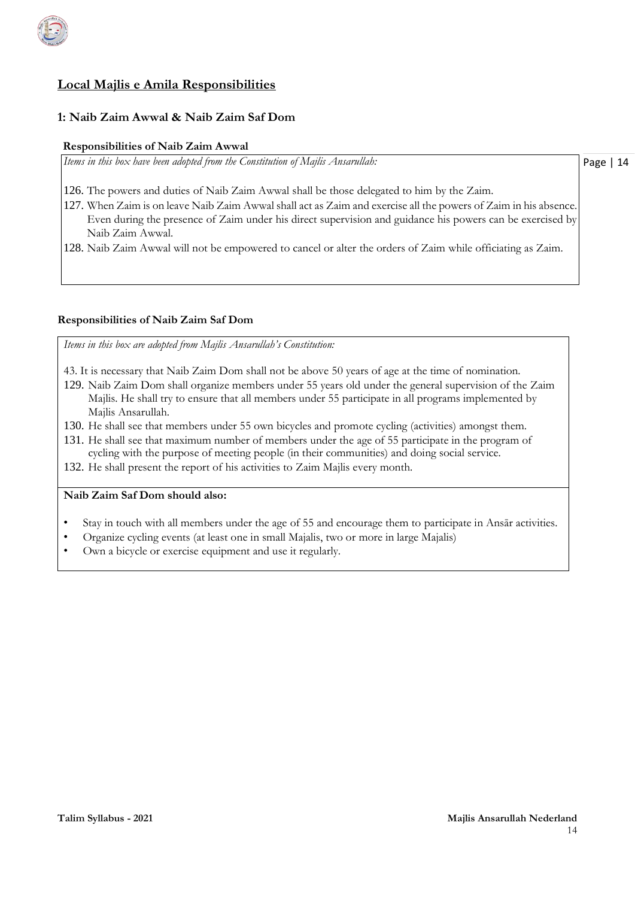## Local Majlis e Amila Responsibilities

### 1: Naib Zaim Awwal & Naib Zaim Saf Dom

#### Responsibilities of Naib Zaim Awwal

*Items in this box have been adopted from the Constitution of Majlis Ansarullah:*

126. The powers and duties of Naib Zaim Awwal shall be those delegated to him by the Zaim.
127. When Zaim is on leave Naib Zaim Awwal shall act as Zaim and exercise all the powers of Zaim in his absence. Even during the presence of Zaim under his direct supervision and guidance his powers can be exercised by Naib Zaim Awwal.
128. Naib Zaim Awwal will not be empowered to cancel or alter the orders of Zaim while officiating as Zaim.

#### Responsibilities of Naib Zaim Saf Dom

*Items in this box are adopted from Majlis Ansarullah's Constitution:*

43. It is necessary that Naib Zaim Dom shall not be above 50 years of age at the time of nomination.
129. Naib Zaim Dom shall organize members under 55 years old under the general supervision of the Zaim Majlis. He shall try to ensure that all members under 55 participate in all programs implemented by Majlis Ansarullah.
130. He shall see that members under 55 own bicycles and promote cycling (activities) amongst them.
131. He shall see that maximum number of members under the age of 55 participate in the program of cycling with the purpose of meeting people (in their communities) and doing social service.
132. He shall present the report of his activities to Zaim Majlis every month.

**Naib Zaim Saf Dom should also:**

- Stay in touch with all members under the age of 55 and encourage them to participate in Ansār activities.
- Organize cycling events (at least one in small Majalis, two or more in large Majalis)
- Own a bicycle or exercise equipment and use it regularly.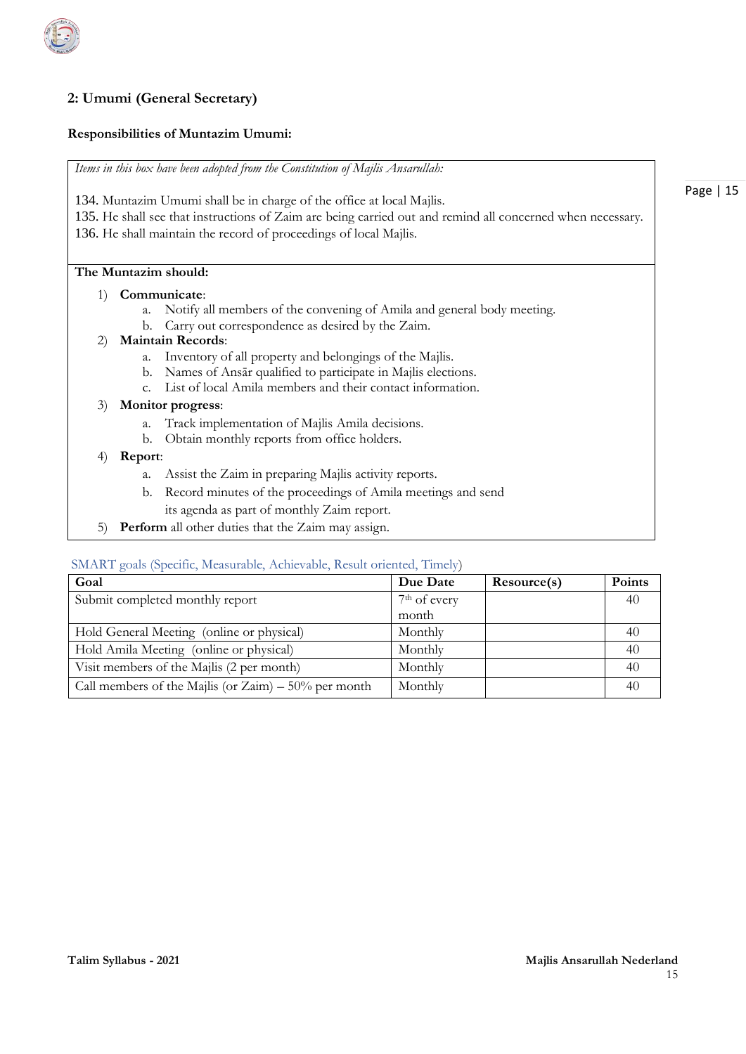## 2: Umumi (General Secretary)

**Responsibilities of Muntazim Umumi:**

*Items in this box have been adopted from the Constitution of Majlis Ansarullah:*

134. Muntazim Umumi shall be in charge of the office at local Majlis.
135. He shall see that instructions of Zaim are being carried out and remind all concerned when necessary.
136. He shall maintain the record of proceedings of local Majlis.

**The Muntazim should:**

1) **Communicate**:
    a. Notify all members of the convening of Amila and general body meeting.
    b. Carry out correspondence as desired by the Zaim.
2) **Maintain Records**:
    a. Inventory of all property and belongings of the Majlis.
    b. Names of Ansār qualified to participate in Majlis elections.
    c. List of local Amila members and their contact information.
3) **Monitor progress**:
    a. Track implementation of Majlis Amila decisions.
    b. Obtain monthly reports from office holders.
4) **Report**:
    a. Assist the Zaim in preparing Majlis activity reports.
    b. Record minutes of the proceedings of Amila meetings and send its agenda as part of monthly Zaim report.
5) **Perform** all other duties that the Zaim may assign.

SMART goals (Specific, Measurable, Achievable, Result oriented, Timely)

| Goal | Due Date | Resource(s) | Points |
|---|---|---|---|
| Submit completed monthly report | 7th of every month | | 40 |
| Hold General Meeting (online or physical) | Monthly | | 40 |
| Hold Amila Meeting (online or physical) | Monthly | | 40 |
| Visit members of the Majlis (2 per month) | Monthly | | 40 |
| Call members of the Majlis (or Zaim) – 50% per month | Monthly | | 40 |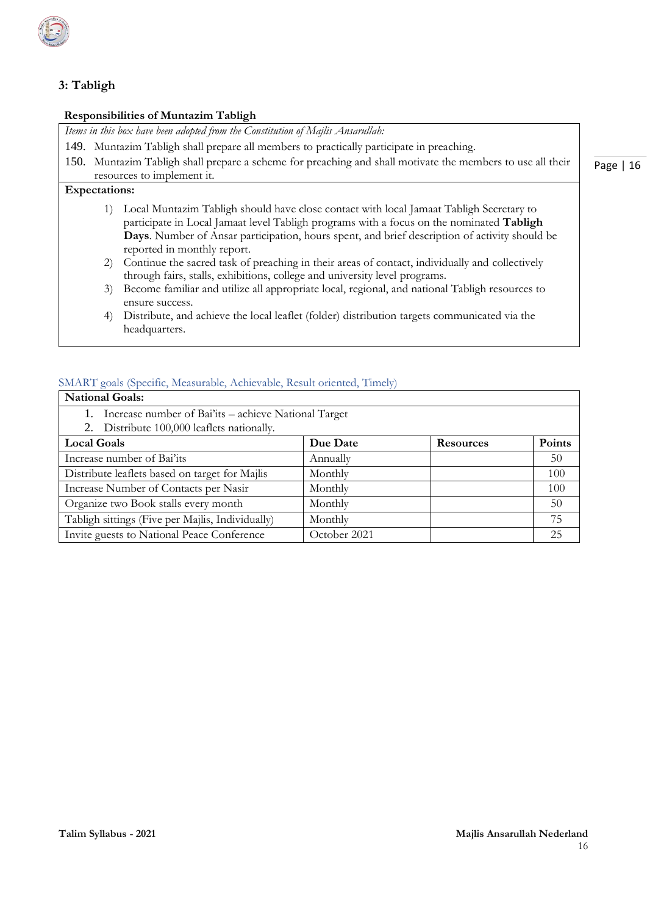## 3: Tabligh

### Responsibilities of Muntazim Tabligh

*Items in this box have been adopted from the Constitution of Majlis Ansarullah:*

149. Muntazim Tabligh shall prepare all members to practically participate in preaching.
150. Muntazim Tabligh shall prepare a scheme for preaching and shall motivate the members to use all their resources to implement it.

**Expectations:**

1) Local Muntazim Tabligh should have close contact with local Jamaat Tabligh Secretary to participate in Local Jamaat level Tabligh programs with a focus on the nominated **Tabligh Days**. Number of Ansar participation, hours spent, and brief description of activity should be reported in monthly report.
2) Continue the sacred task of preaching in their areas of contact, individually and collectively through fairs, stalls, exhibitions, college and university level programs.
3) Become familiar and utilize all appropriate local, regional, and national Tabligh resources to ensure success.
4) Distribute, and achieve the local leaflet (folder) distribution targets communicated via the headquarters.

SMART goals (Specific, Measurable, Achievable, Result oriented, Timely)

**National Goals:**

1. Increase number of Bai'its – achieve National Target
2. Distribute 100,000 leaflets nationally.

| Local Goals | Due Date | Resources | Points |
|---|---|---|---|
| Increase number of Bai'its | Annually | | 50 |
| Distribute leaflets based on target for Majlis | Monthly | | 100 |
| Increase Number of Contacts per Nasir | Monthly | | 100 |
| Organize two Book stalls every month | Monthly | | 50 |
| Tabligh sittings (Five per Majlis, Individually) | Monthly | | 75 |
| Invite guests to National Peace Conference | October 2021 | | 25 |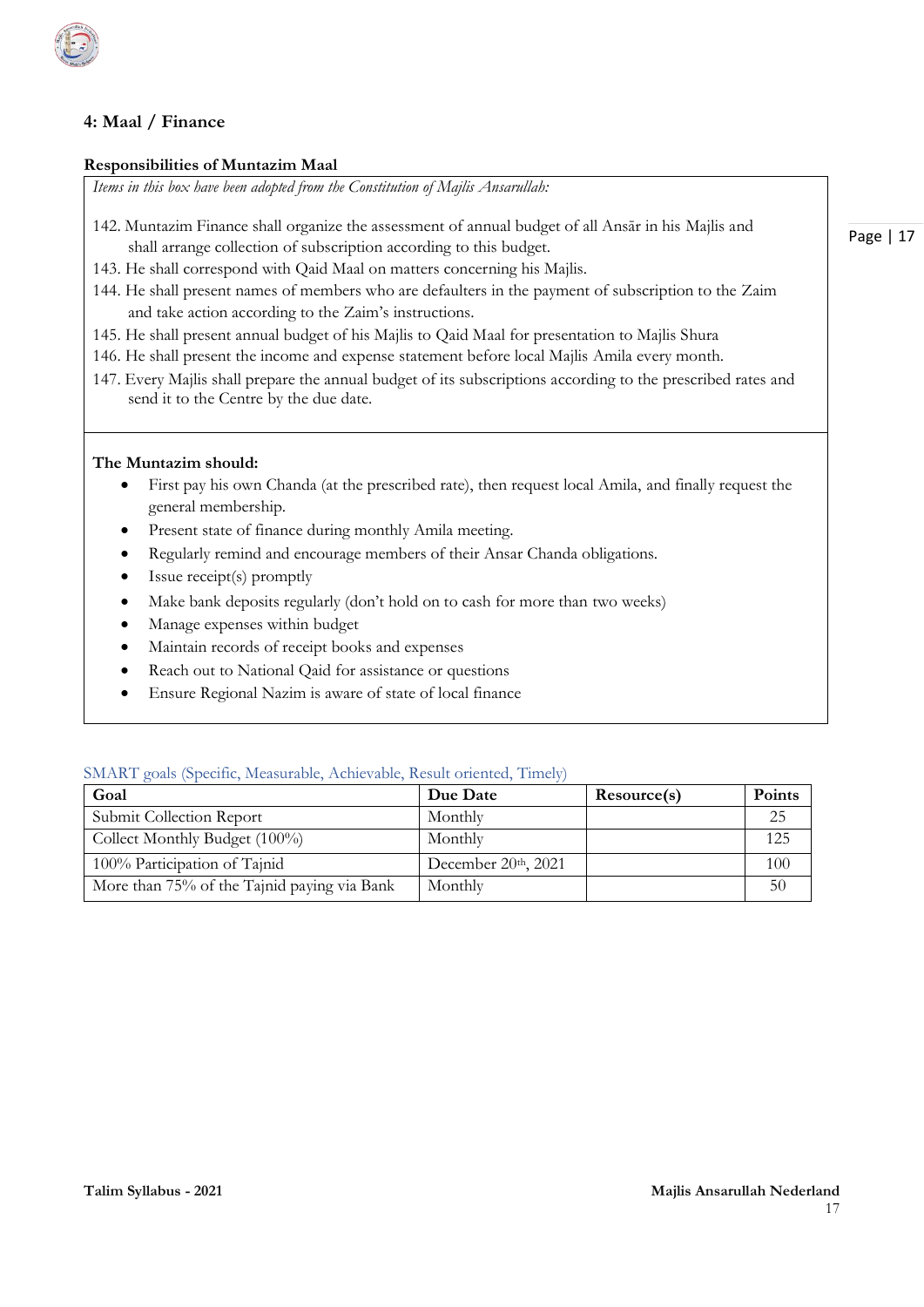## 4: Maal / Finance

**Responsibilities of Muntazim Maal**

*Items in this box have been adopted from the Constitution of Majlis Ansarullah:*

142. Muntazim Finance shall organize the assessment of annual budget of all Ansār in his Majlis and shall arrange collection of subscription according to this budget.
143. He shall correspond with Qaid Maal on matters concerning his Majlis.
144. He shall present names of members who are defaulters in the payment of subscription to the Zaim and take action according to the Zaim's instructions.
145. He shall present annual budget of his Majlis to Qaid Maal for presentation to Majlis Shura
146. He shall present the income and expense statement before local Majlis Amila every month.
147. Every Majlis shall prepare the annual budget of its subscriptions according to the prescribed rates and send it to the Centre by the due date.

**The Muntazim should:**

- First pay his own Chanda (at the prescribed rate), then request local Amila, and finally request the general membership.
- Present state of finance during monthly Amila meeting.
- Regularly remind and encourage members of their Ansar Chanda obligations.
- Issue receipt(s) promptly
- Make bank deposits regularly (don't hold on to cash for more than two weeks)
- Manage expenses within budget
- Maintain records of receipt books and expenses
- Reach out to National Qaid for assistance or questions
- Ensure Regional Nazim is aware of state of local finance

SMART goals (Specific, Measurable, Achievable, Result oriented, Timely)

| Goal | Due Date | Resource(s) | Points |
|---|---|---|---|
| Submit Collection Report | Monthly | | 25 |
| Collect Monthly Budget (100%) | Monthly | | 125 |
| 100% Participation of Tajnid | December 20th, 2021 | | 100 |
| More than 75% of the Tajnid paying via Bank | Monthly | | 50 |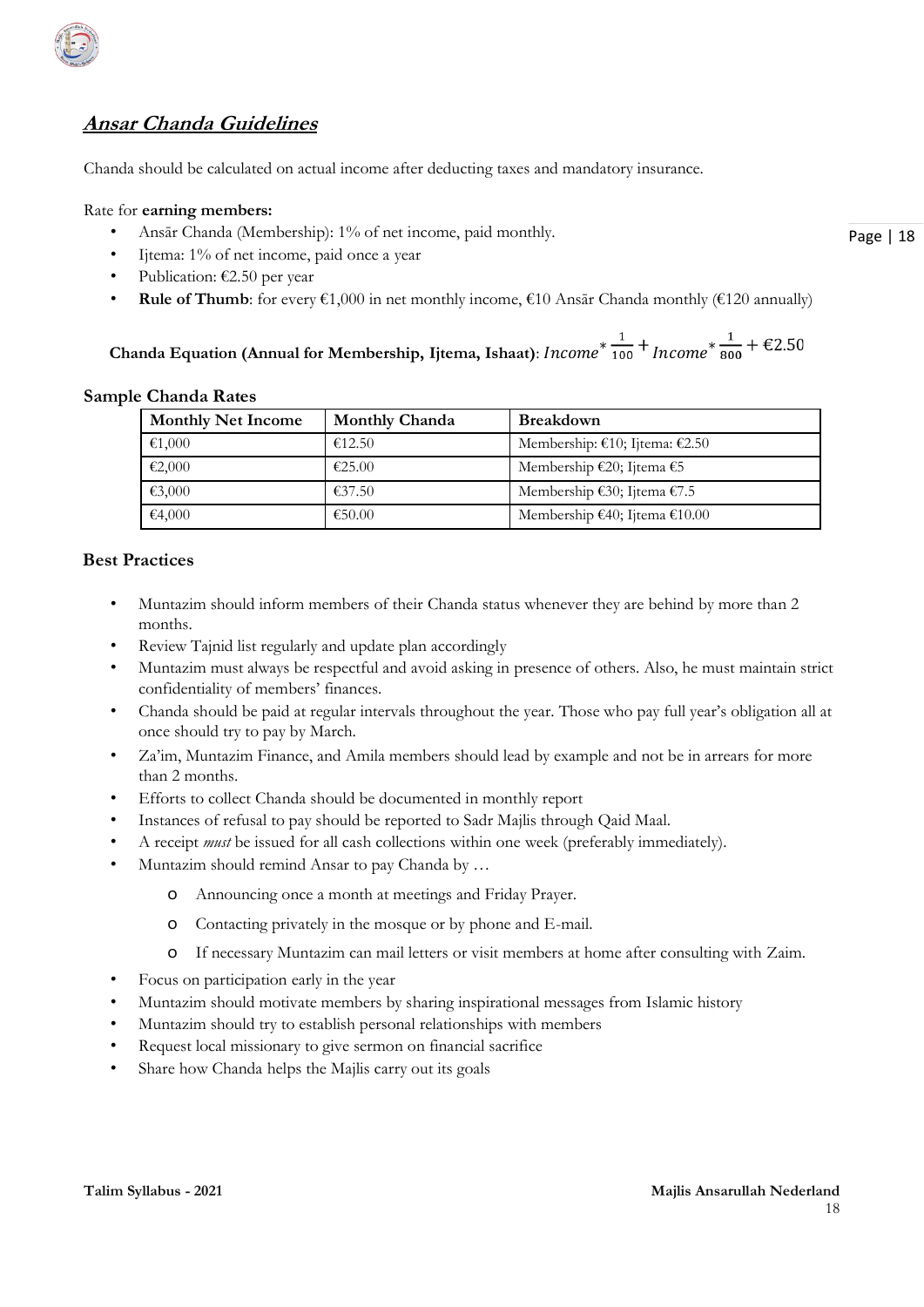## ***Ansar Chanda Guidelines***

Chanda should be calculated on actual income after deducting taxes and mandatory insurance.

Rate for **earning members:**

- Ansār Chanda (Membership): 1% of net income, paid monthly.
- Ijtema: 1% of net income, paid once a year
- Publication: €2.50 per year
- **Rule of Thumb**: for every €1,000 in net monthly income, €10 Ansār Chanda monthly (€120 annually)

**Chanda Equation (Annual for Membership, Ijtema, Ishaat)**: $Income^* \frac{1}{100} + Income^* \frac{1}{800} + €2.50$

### Sample Chanda Rates

| Monthly Net Income | Monthly Chanda | Breakdown |
|---|---|---|
| €1,000 | €12.50 | Membership: €10; Ijtema: €2.50 |
| €2,000 | €25.00 | Membership €20; Ijtema €5 |
| €3,000 | €37.50 | Membership €30; Ijtema €7.5 |
| €4,000 | €50.00 | Membership €40; Ijtema €10.00 |

### Best Practices

- Muntazim should inform members of their Chanda status whenever they are behind by more than 2 months.
- Review Tajnid list regularly and update plan accordingly
- Muntazim must always be respectful and avoid asking in presence of others. Also, he must maintain strict confidentiality of members' finances.
- Chanda should be paid at regular intervals throughout the year. Those who pay full year's obligation all at once should try to pay by March.
- Za'im, Muntazim Finance, and Amila members should lead by example and not be in arrears for more than 2 months.
- Efforts to collect Chanda should be documented in monthly report
- Instances of refusal to pay should be reported to Sadr Majlis through Qaid Maal.
- A receipt *must* be issued for all cash collections within one week (preferably immediately).
- Muntazim should remind Ansar to pay Chanda by …
  - Announcing once a month at meetings and Friday Prayer.
  - Contacting privately in the mosque or by phone and E-mail.
  - If necessary Muntazim can mail letters or visit members at home after consulting with Zaim.
- Focus on participation early in the year
- Muntazim should motivate members by sharing inspirational messages from Islamic history
- Muntazim should try to establish personal relationships with members
- Request local missionary to give sermon on financial sacrifice
- Share how Chanda helps the Majlis carry out its goals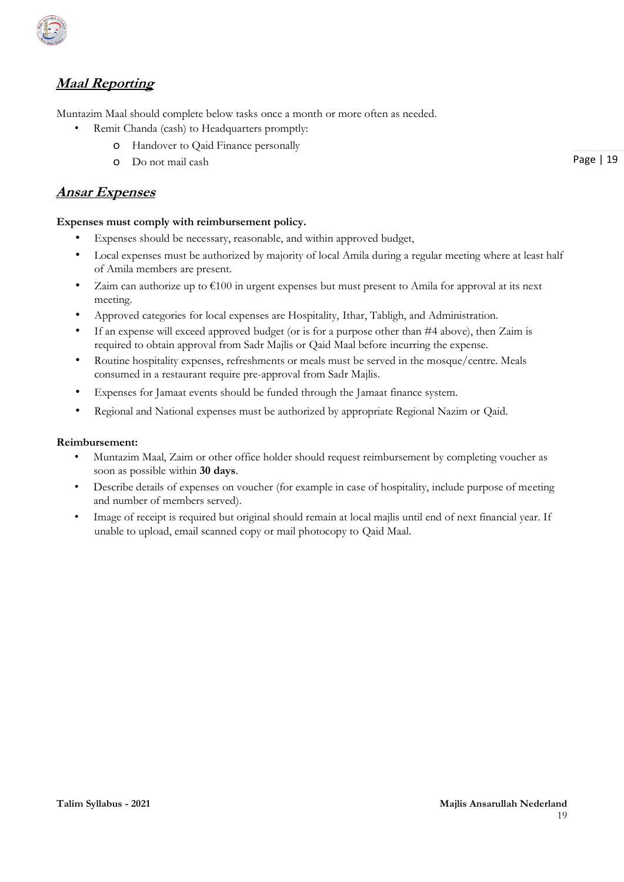## ***Maal Reporting***

Muntazim Maal should complete below tasks once a month or more often as needed.

- Remit Chanda (cash) to Headquarters promptly:
  - Handover to Qaid Finance personally
  - Do not mail cash

## ***Ansar Expenses***

**Expenses must comply with reimbursement policy.**

- Expenses should be necessary, reasonable, and within approved budget,
- Local expenses must be authorized by majority of local Amila during a regular meeting where at least half of Amila members are present.
- Zaim can authorize up to €100 in urgent expenses but must present to Amila for approval at its next meeting.
- Approved categories for local expenses are Hospitality, Ithar, Tabligh, and Administration.
- If an expense will exceed approved budget (or is for a purpose other than #4 above), then Zaim is required to obtain approval from Sadr Majlis or Qaid Maal before incurring the expense.
- Routine hospitality expenses, refreshments or meals must be served in the mosque/centre. Meals consumed in a restaurant require pre-approval from Sadr Majlis.
- Expenses for Jamaat events should be funded through the Jamaat finance system.
- Regional and National expenses must be authorized by appropriate Regional Nazim or Qaid.

**Reimbursement:**

- Muntazim Maal, Zaim or other office holder should request reimbursement by completing voucher as soon as possible within **30 days**.
- Describe details of expenses on voucher (for example in case of hospitality, include purpose of meeting and number of members served).
- Image of receipt is required but original should remain at local majlis until end of next financial year. If unable to upload, email scanned copy or mail photocopy to Qaid Maal.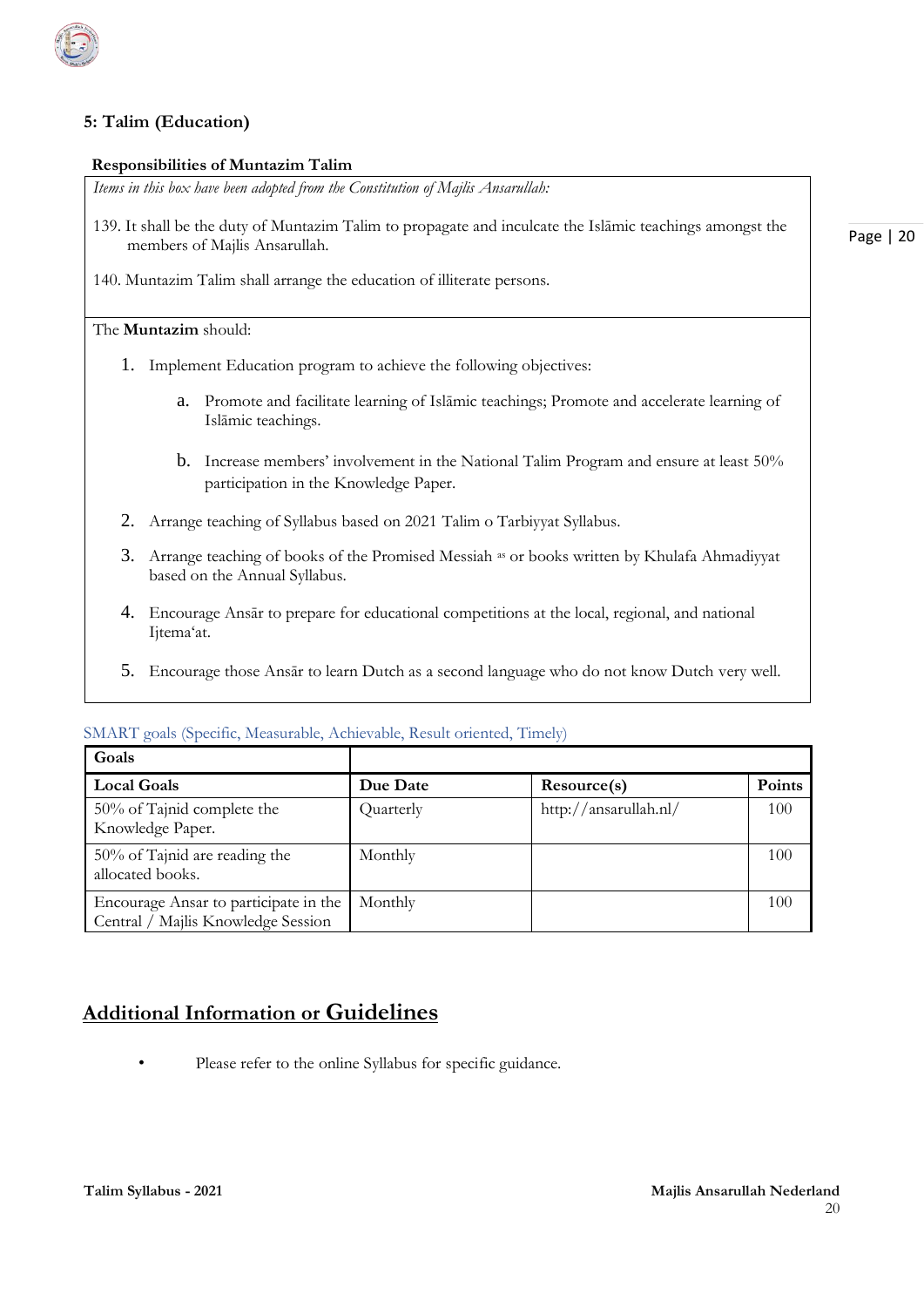## 5: Talim (Education)

**Responsibilities of Muntazim Talim**

*Items in this box have been adopted from the Constitution of Majlis Ansarullah:*

139. It shall be the duty of Muntazim Talim to propagate and inculcate the Islāmic teachings amongst the members of Majlis Ansarullah.

140. Muntazim Talim shall arrange the education of illiterate persons.

The **Muntazim** should:

1. Implement Education program to achieve the following objectives:
   a. Promote and facilitate learning of Islāmic teachings; Promote and accelerate learning of Islāmic teachings.
   b. Increase members' involvement in the National Talim Program and ensure at least 50% participation in the Knowledge Paper.
2. Arrange teaching of Syllabus based on 2021 Talim o Tarbiyyat Syllabus.
3. Arrange teaching of books of the Promised Messiah [as] or books written by Khulafa Ahmadiyyat based on the Annual Syllabus.
4. Encourage Ansār to prepare for educational competitions at the local, regional, and national Ijtema'at.
5. Encourage those Ansār to learn Dutch as a second language who do not know Dutch very well.

SMART goals (Specific, Measurable, Achievable, Result oriented, Timely)

| **Goals** | | | |
|---|---|---|---|
| **Local Goals** | **Due Date** | **Resource(s)** | **Points** |
| 50% of Tajnid complete the Knowledge Paper. | Quarterly | http://ansarullah.nl/ | 100 |
| 50% of Tajnid are reading the allocated books. | Monthly | | 100 |
| Encourage Ansar to participate in the Central / Majlis Knowledge Session | Monthly | | 100 |

## Additional Information or Guidelines

- Please refer to the online Syllabus for specific guidance.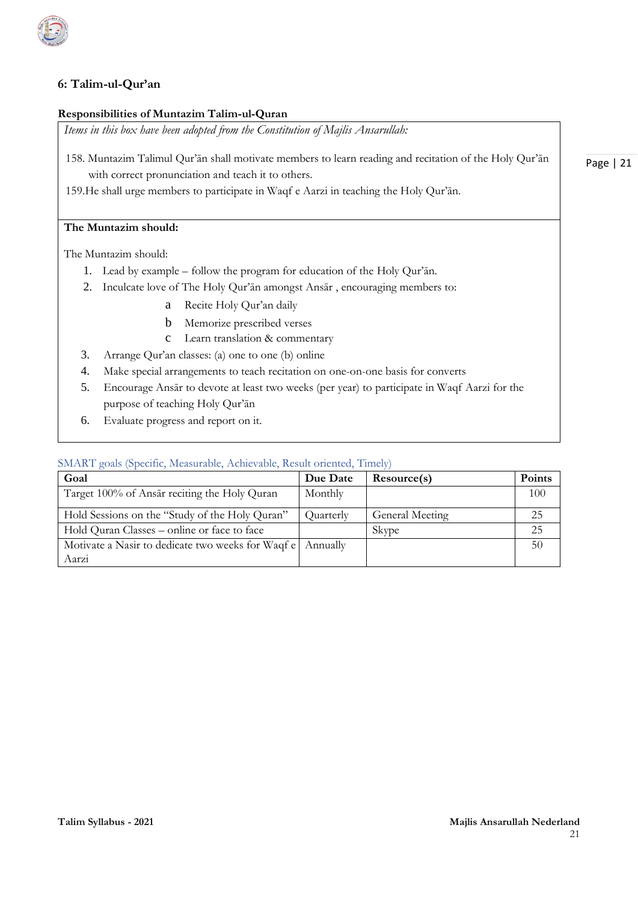## 6: Talim-ul-Qur'an

**Responsibilities of Muntazim Talim-ul-Quran**

*Items in this box have been adopted from the Constitution of Majlis Ansarullah:*

158. Muntazim Talimul Qur'ān shall motivate members to learn reading and recitation of the Holy Qur'ān with correct pronunciation and teach it to others.
159. He shall urge members to participate in Waqf e Aarzi in teaching the Holy Qur'ān.

**The Muntazim should:**

The Muntazim should:

1. Lead by example – follow the program for education of the Holy Qur'ān.
2. Inculcate love of The Holy Qur'ān amongst Ansār , encouraging members to:
   - a Recite Holy Qur'an daily
   - b Memorize prescribed verses
   - c Learn translation & commentary
3. Arrange Qur'an classes: (a) one to one (b) online
4. Make special arrangements to teach recitation on one-on-one basis for converts
5. Encourage Ansār to devote at least two weeks (per year) to participate in Waqf Aarzi for the purpose of teaching Holy Qur'ān
6. Evaluate progress and report on it.

SMART goals (Specific, Measurable, Achievable, Result oriented, Timely)

| Goal | Due Date | Resource(s) | Points |
|---|---|---|---|
| Target 100% of Ansār reciting the Holy Quran | Monthly | | 100 |
| Hold Sessions on the "Study of the Holy Quran" | Quarterly | General Meeting | 25 |
| Hold Quran Classes – online or face to face | | Skype | 25 |
| Motivate a Nasir to dedicate two weeks for Waqf e Aarzi | Annually | | 50 |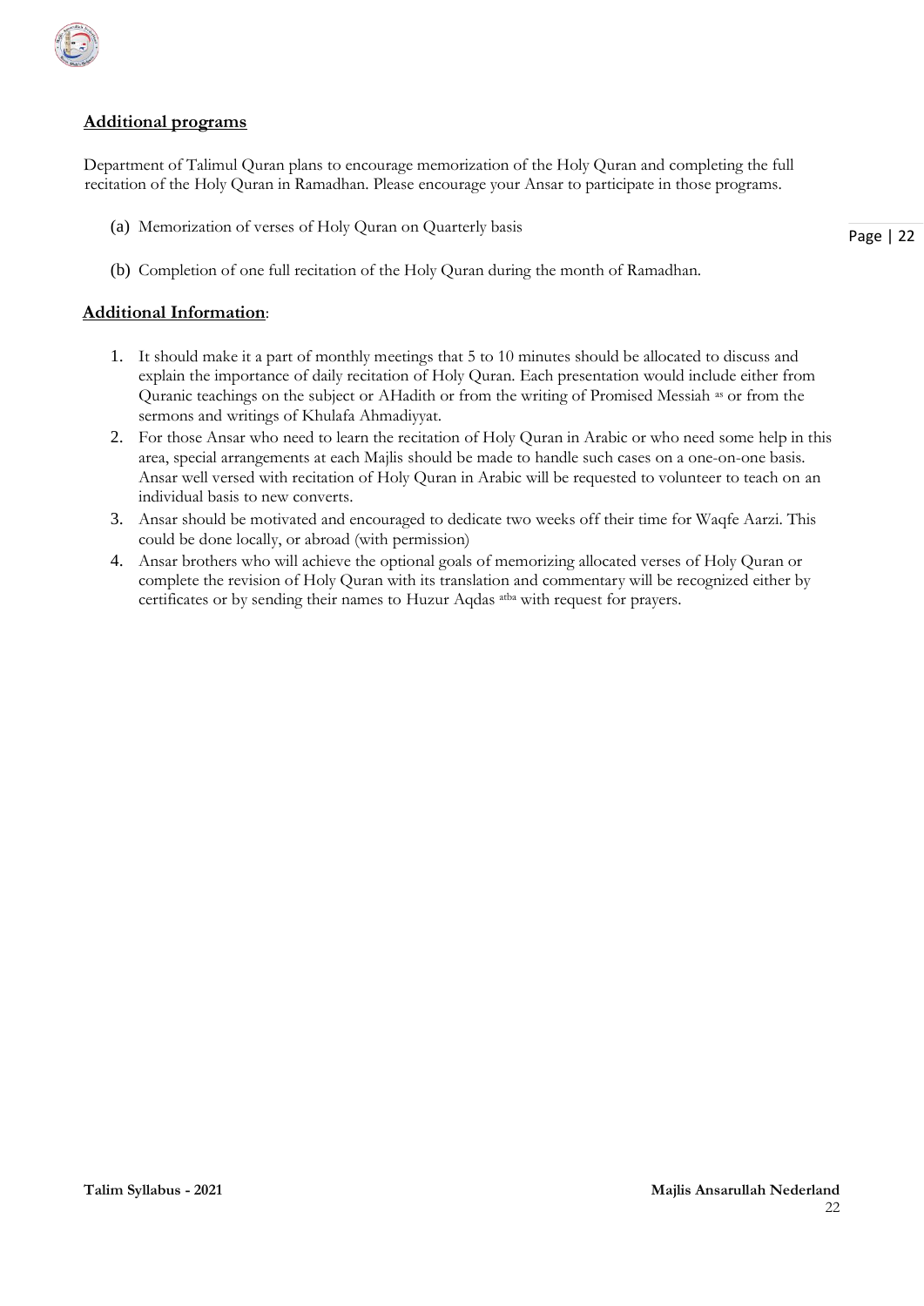## Additional programs

Department of Talimul Quran plans to encourage memorization of the Holy Quran and completing the full recitation of the Holy Quran in Ramadhan. Please encourage your Ansar to participate in those programs.

(a) Memorization of verses of Holy Quran on Quarterly basis

(b) Completion of one full recitation of the Holy Quran during the month of Ramadhan.

## Additional Information:

1. It should make it a part of monthly meetings that 5 to 10 minutes should be allocated to discuss and explain the importance of daily recitation of Holy Quran. Each presentation would include either from Quranic teachings on the subject or AHadith or from the writing of Promised Messiah [as] or from the sermons and writings of Khulafa Ahmadiyyat.
2. For those Ansar who need to learn the recitation of Holy Quran in Arabic or who need some help in this area, special arrangements at each Majlis should be made to handle such cases on a one-on-one basis. Ansar well versed with recitation of Holy Quran in Arabic will be requested to volunteer to teach on an individual basis to new converts.
3. Ansar should be motivated and encouraged to dedicate two weeks off their time for Waqfe Aarzi. This could be done locally, or abroad (with permission)
4. Ansar brothers who will achieve the optional goals of memorizing allocated verses of Holy Quran or complete the revision of Holy Quran with its translation and commentary will be recognized either by certificates or by sending their names to Huzur Aqdas [atba] with request for prayers.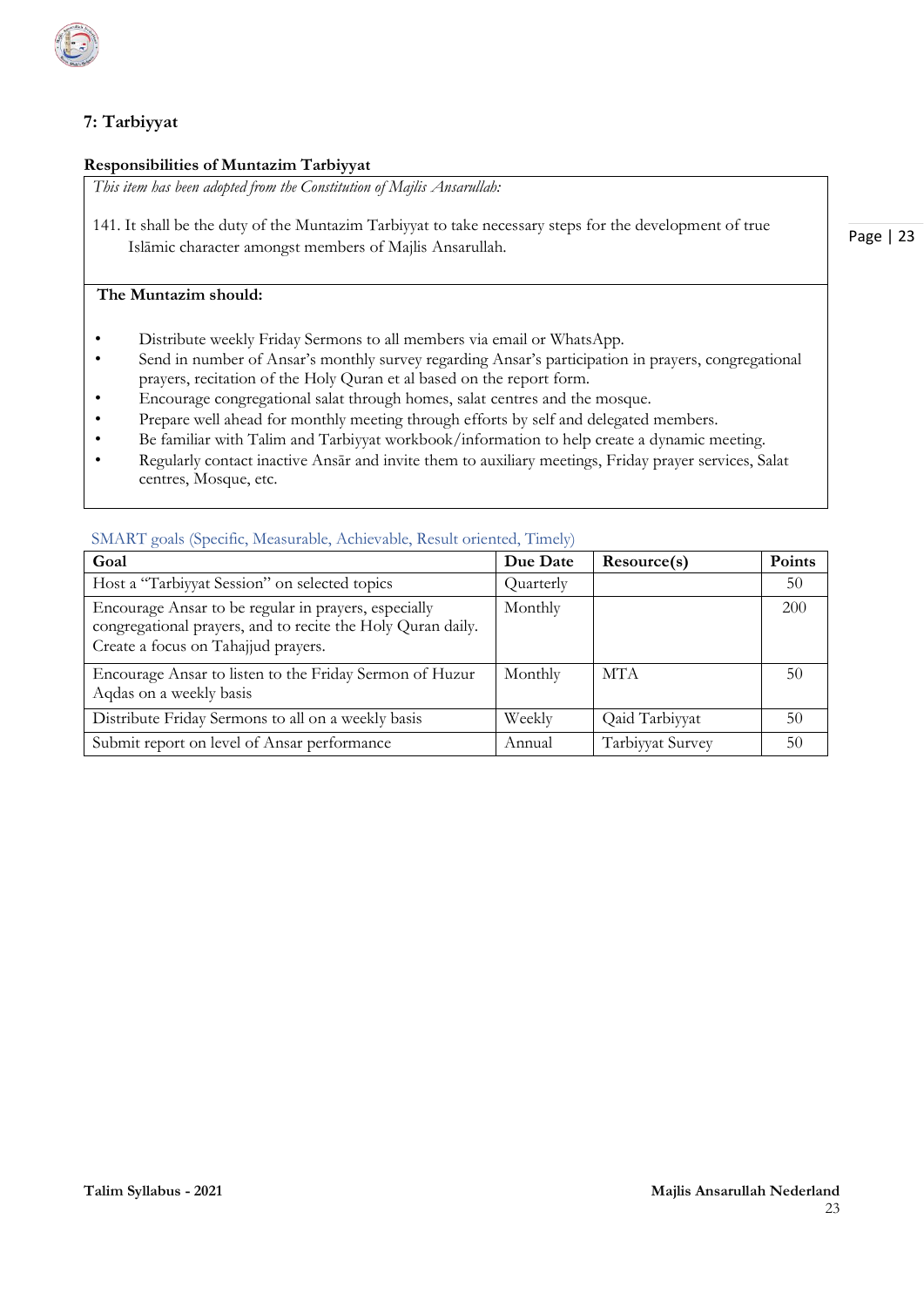## 7: Tarbiyyat

### Responsibilities of Muntazim Tarbiyyat

*This item has been adopted from the Constitution of Majlis Ansarullah:*

141. It shall be the duty of the Muntazim Tarbiyyat to take necessary steps for the development of true Islāmic character amongst members of Majlis Ansarullah.

**The Muntazim should:**

- Distribute weekly Friday Sermons to all members via email or WhatsApp.
- Send in number of Ansar's monthly survey regarding Ansar's participation in prayers, congregational prayers, recitation of the Holy Quran et al based on the report form.
- Encourage congregational salat through homes, salat centres and the mosque.
- Prepare well ahead for monthly meeting through efforts by self and delegated members.
- Be familiar with Talim and Tarbiyyat workbook/information to help create a dynamic meeting.
- Regularly contact inactive Ansār and invite them to auxiliary meetings, Friday prayer services, Salat centres, Mosque, etc.

SMART goals (Specific, Measurable, Achievable, Result oriented, Timely)

| Goal | Due Date | Resource(s) | Points |
|---|---|---|---|
| Host a "Tarbiyyat Session" on selected topics | Quarterly | | 50 |
| Encourage Ansar to be regular in prayers, especially congregational prayers, and to recite the Holy Quran daily. Create a focus on Tahajjud prayers. | Monthly | | 200 |
| Encourage Ansar to listen to the Friday Sermon of Huzur Aqdas on a weekly basis | Monthly | MTA | 50 |
| Distribute Friday Sermons to all on a weekly basis | Weekly | Qaid Tarbiyyat | 50 |
| Submit report on level of Ansar performance | Annual | Tarbiyyat Survey | 50 |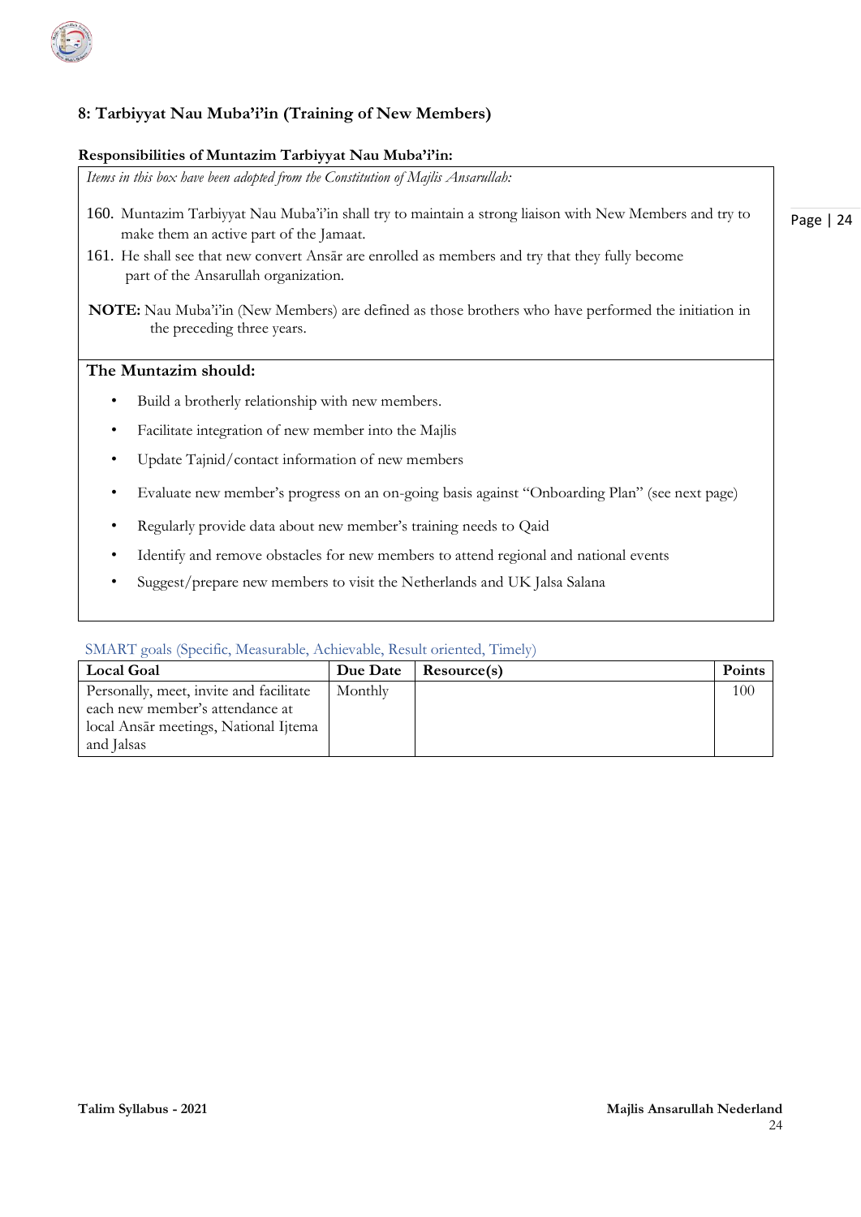## 8: Tarbiyyat Nau Muba'i'in (Training of New Members)

**Responsibilities of Muntazim Tarbiyyat Nau Muba'i'in:**

*Items in this box have been adopted from the Constitution of Majlis Ansarullah:*

160. Muntazim Tarbiyyat Nau Muba'i'in shall try to maintain a strong liaison with New Members and try to make them an active part of the Jamaat.
161. He shall see that new convert Ansār are enrolled as members and try that they fully become part of the Ansarullah organization.

**NOTE:** Nau Muba'i'in (New Members) are defined as those brothers who have performed the initiation in the preceding three years.

**The Muntazim should:**

- Build a brotherly relationship with new members.
- Facilitate integration of new member into the Majlis
- Update Tajnid/contact information of new members
- Evaluate new member's progress on an on-going basis against "Onboarding Plan" (see next page)
- Regularly provide data about new member's training needs to Qaid
- Identify and remove obstacles for new members to attend regional and national events
- Suggest/prepare new members to visit the Netherlands and UK Jalsa Salana

SMART goals (Specific, Measurable, Achievable, Result oriented, Timely)

| Local Goal | Due Date | Resource(s) | Points |
|---|---|---|---|
| Personally, meet, invite and facilitate each new member's attendance at local Ansār meetings, National Ijtema and Jalsas | Monthly | | 100 |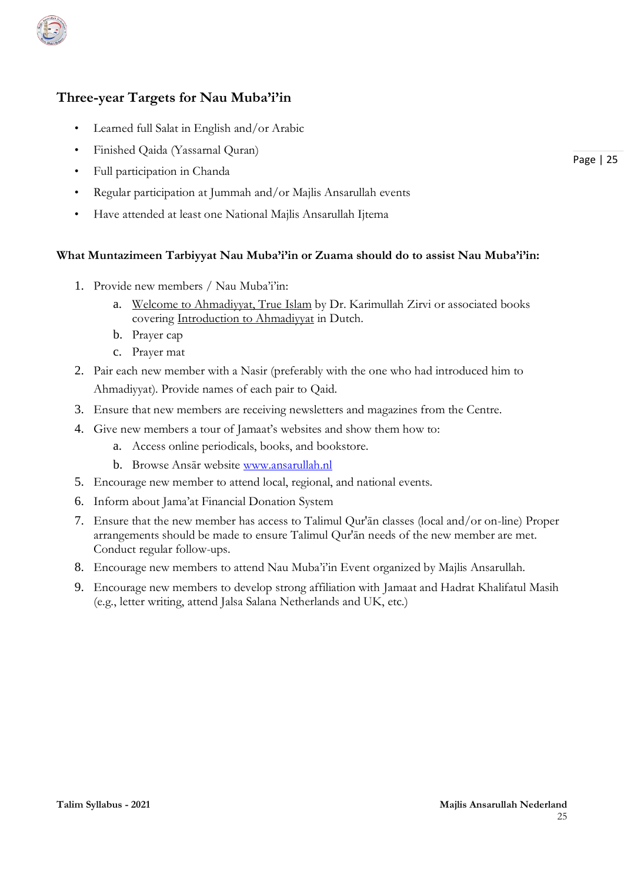## Three-year Targets for Nau Muba'i'in

- Learned full Salat in English and/or Arabic
- Finished Qaida (Yassarnal Quran)
- Full participation in Chanda
- Regular participation at Jummah and/or Majlis Ansarullah events
- Have attended at least one National Majlis Ansarullah Ijtema

**What Muntazimeen Tarbiyyat Nau Muba'i'in or Zuama should do to assist Nau Muba'i'in:**

1. Provide new members / Nau Muba'i'in:
    a. Welcome to Ahmadiyyat, True Islam by Dr. Karimullah Zirvi or associated books covering Introduction to Ahmadiyyat in Dutch.
    b. Prayer cap
    c. Prayer mat
2. Pair each new member with a Nasir (preferably with the one who had introduced him to Ahmadiyyat). Provide names of each pair to Qaid.
3. Ensure that new members are receiving newsletters and magazines from the Centre.
4. Give new members a tour of Jamaat's websites and show them how to:
    a. Access online periodicals, books, and bookstore.
    b. Browse Ansār website www.ansarullah.nl
5. Encourage new member to attend local, regional, and national events.
6. Inform about Jama'at Financial Donation System
7. Ensure that the new member has access to Talimul Qur'ān classes (local and/or on-line) Proper arrangements should be made to ensure Talimul Qur'ān needs of the new member are met. Conduct regular follow-ups.
8. Encourage new members to attend Nau Muba'i'in Event organized by Majlis Ansarullah.
9. Encourage new members to develop strong affiliation with Jamaat and Hadrat Khalifatul Masih (e.g., letter writing, attend Jalsa Salana Netherlands and UK, etc.)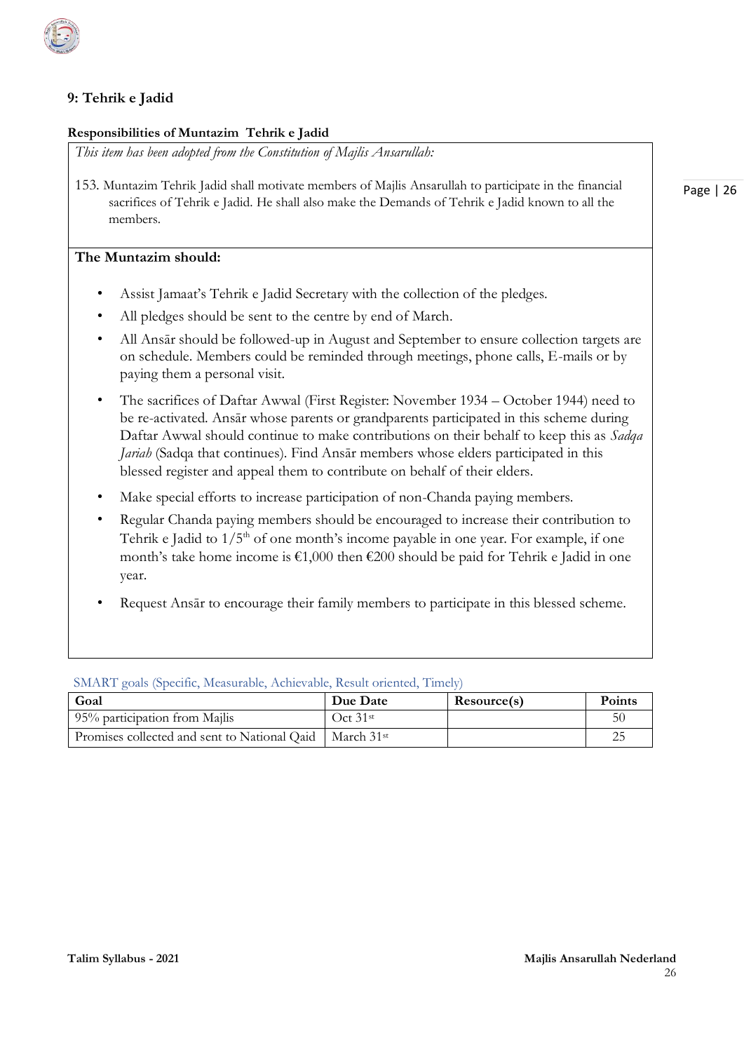## 9: Tehrik e Jadid

**Responsibilities of Muntazim Tehrik e Jadid**

*This item has been adopted from the Constitution of Majlis Ansarullah:*

153. Muntazim Tehrik Jadid shall motivate members of Majlis Ansarullah to participate in the financial sacrifices of Tehrik e Jadid. He shall also make the Demands of Tehrik e Jadid known to all the members.

**The Muntazim should:**

- Assist Jamaat's Tehrik e Jadid Secretary with the collection of the pledges.
- All pledges should be sent to the centre by end of March.
- All Ansār should be followed-up in August and September to ensure collection targets are on schedule. Members could be reminded through meetings, phone calls, E-mails or by paying them a personal visit.
- The sacrifices of Daftar Awwal (First Register: November 1934 – October 1944) need to be re-activated. Ansār whose parents or grandparents participated in this scheme during Daftar Awwal should continue to make contributions on their behalf to keep this as *Sadqa Jariah* (Sadqa that continues). Find Ansār members whose elders participated in this blessed register and appeal them to contribute on behalf of their elders.
- Make special efforts to increase participation of non-Chanda paying members.
- Regular Chanda paying members should be encouraged to increase their contribution to Tehrik e Jadid to 1/5th of one month's income payable in one year. For example, if one month's take home income is €1,000 then €200 should be paid for Tehrik e Jadid in one year.
- Request Ansār to encourage their family members to participate in this blessed scheme.

SMART goals (Specific, Measurable, Achievable, Result oriented, Timely)

| Goal | Due Date | Resource(s) | Points |
|---|---|---|---|
| 95% participation from Majlis | Oct 31st | | 50 |
| Promises collected and sent to National Qaid | March 31st | | 25 |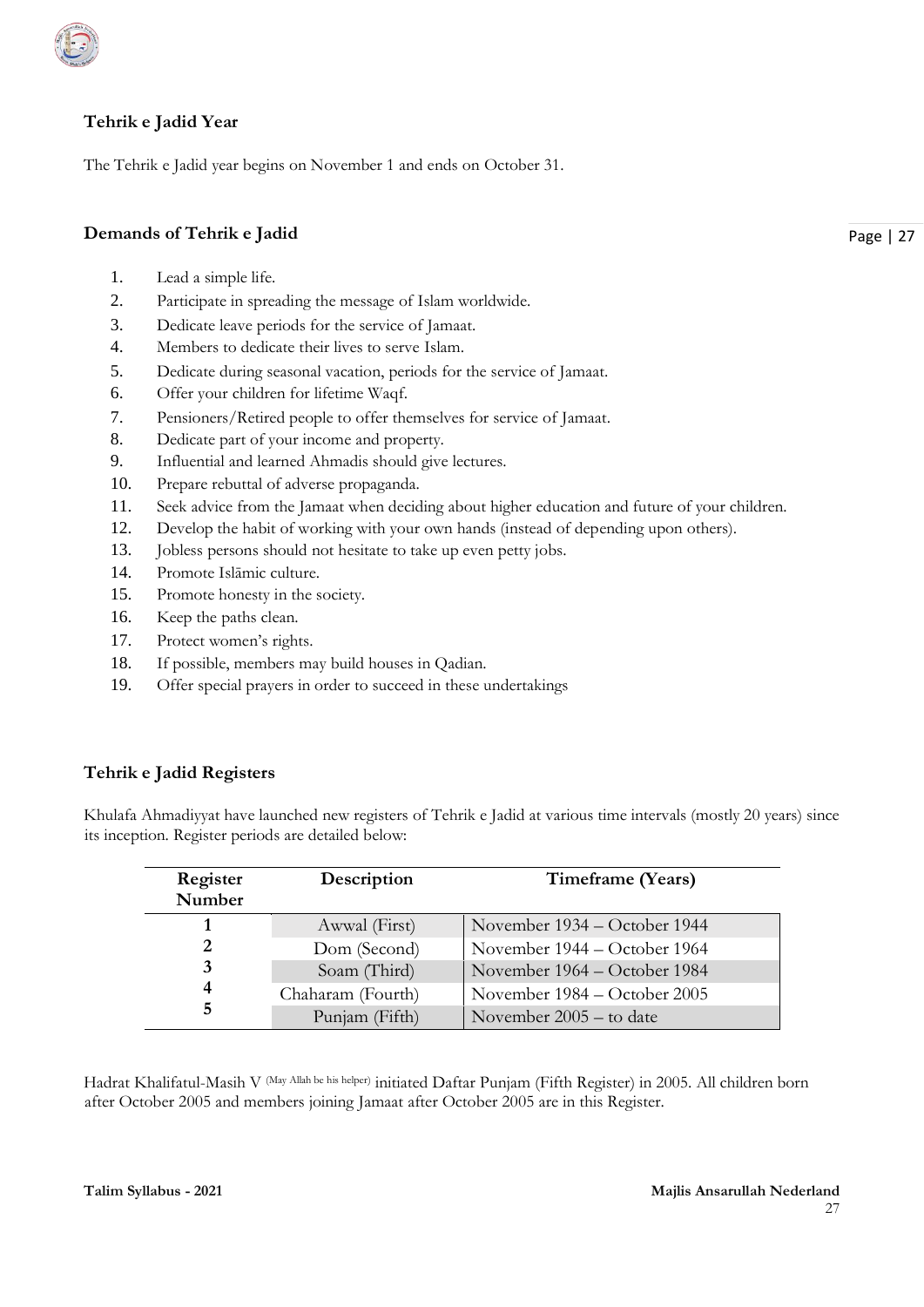### Tehrik e Jadid Year

The Tehrik e Jadid year begins on November 1 and ends on October 31.

### Demands of Tehrik e Jadid

1. Lead a simple life.
2. Participate in spreading the message of Islam worldwide.
3. Dedicate leave periods for the service of Jamaat.
4. Members to dedicate their lives to serve Islam.
5. Dedicate during seasonal vacation, periods for the service of Jamaat.
6. Offer your children for lifetime Waqf.
7. Pensioners/Retired people to offer themselves for service of Jamaat.
8. Dedicate part of your income and property.
9. Influential and learned Ahmadis should give lectures.
10. Prepare rebuttal of adverse propaganda.
11. Seek advice from the Jamaat when deciding about higher education and future of your children.
12. Develop the habit of working with your own hands (instead of depending upon others).
13. Jobless persons should not hesitate to take up even petty jobs.
14. Promote Islāmic culture.
15. Promote honesty in the society.
16. Keep the paths clean.
17. Protect women's rights.
18. If possible, members may build houses in Qadian.
19. Offer special prayers in order to succeed in these undertakings

### Tehrik e Jadid Registers

Khulafa Ahmadiyyat have launched new registers of Tehrik e Jadid at various time intervals (mostly 20 years) since its inception. Register periods are detailed below:

| Register Number | Description | Timeframe (Years) |
|---|---|---|
| 1 | Awwal (First) | November 1934 – October 1944 |
| 2 | Dom (Second) | November 1944 – October 1964 |
| 3 | Soam (Third) | November 1964 – October 1984 |
| 4 | Chaharam (Fourth) | November 1984 – October 2005 |
| 5 | Punjam (Fifth) | November 2005 – to date |

Hadrat Khalifatul-Masih V (May Allah be his helper) initiated Daftar Punjam (Fifth Register) in 2005. All children born after October 2005 and members joining Jamaat after October 2005 are in this Register.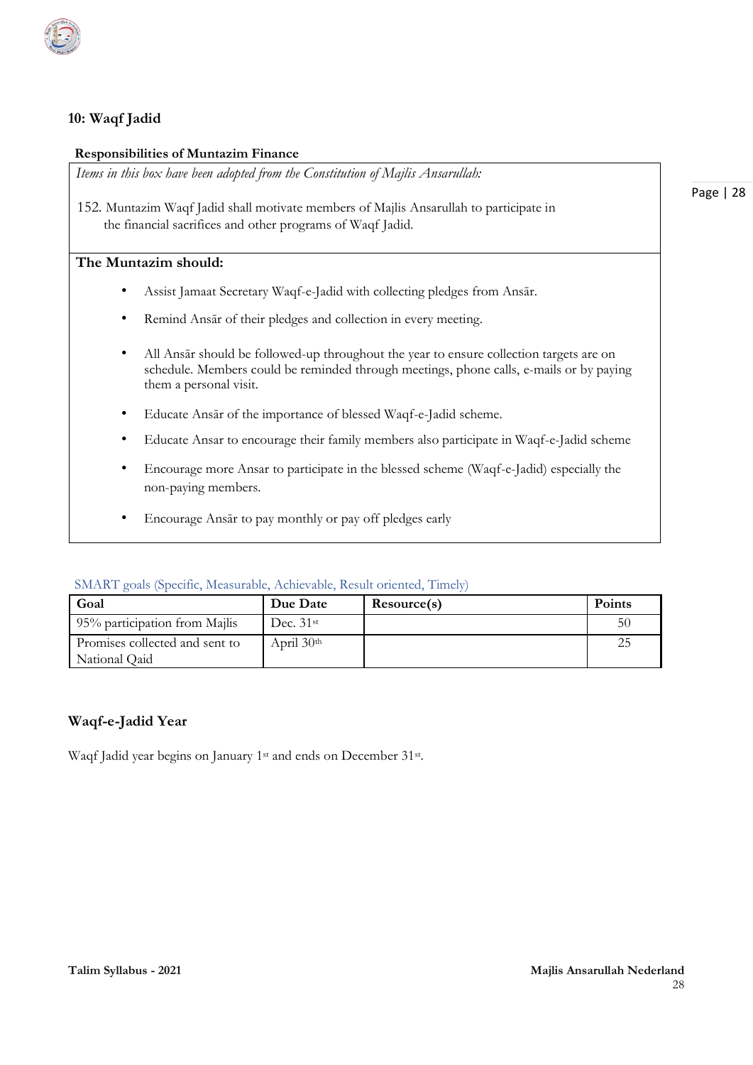## 10: Waqf Jadid

**Responsibilities of Muntazim Finance**

*Items in this box have been adopted from the Constitution of Majlis Ansarullah:*

152. Muntazim Waqf Jadid shall motivate members of Majlis Ansarullah to participate in the financial sacrifices and other programs of Waqf Jadid.

**The Muntazim should:**

- Assist Jamaat Secretary Waqf-e-Jadid with collecting pledges from Ansār.
- Remind Ansār of their pledges and collection in every meeting.
- All Ansār should be followed-up throughout the year to ensure collection targets are on schedule. Members could be reminded through meetings, phone calls, e-mails or by paying them a personal visit.
- Educate Ansār of the importance of blessed Waqf-e-Jadid scheme.
- Educate Ansar to encourage their family members also participate in Waqf-e-Jadid scheme
- Encourage more Ansar to participate in the blessed scheme (Waqf-e-Jadid) especially the non-paying members.
- Encourage Ansār to pay monthly or pay off pledges early

SMART goals (Specific, Measurable, Achievable, Result oriented, Timely)

| Goal | Due Date | Resource(s) | Points |
|---|---|---|---|
| 95% participation from Majlis | Dec. 31st | | 50 |
| Promises collected and sent to National Qaid | April 30th | | 25 |

### Waqf-e-Jadid Year

Waqf Jadid year begins on January 1st and ends on December 31st.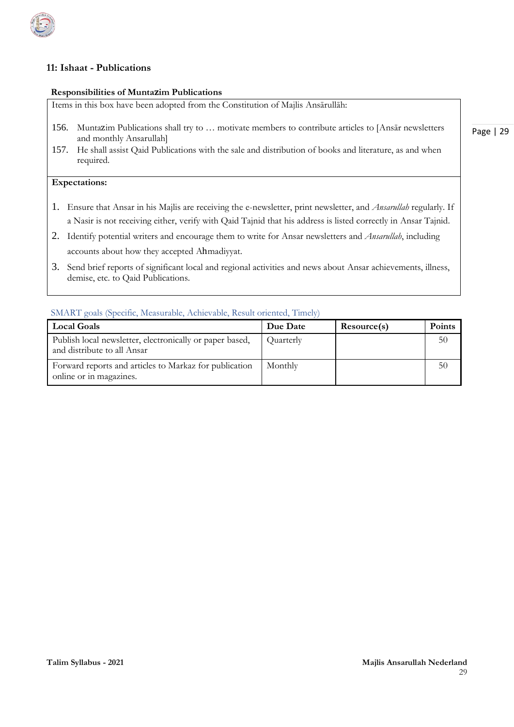## 11: Ishaat - Publications

**Responsibilities of Muntazim Publications**

Items in this box have been adopted from the Constitution of Majlis Ansārullāh:

156. Muntazim Publications shall try to … motivate members to contribute articles to [Ansār newsletters and monthly Ansarullah]
157. He shall assist Qaid Publications with the sale and distribution of books and literature, as and when required.

**Expectations:**

1. Ensure that Ansar in his Majlis are receiving the e-newsletter, print newsletter, and *Ansarullah* regularly. If a Nasir is not receiving either, verify with Qaid Tajnid that his address is listed correctly in Ansar Tajnid.
2. Identify potential writers and encourage them to write for Ansar newsletters and *Ansarullah*, including accounts about how they accepted Ahmadiyyat.
3. Send brief reports of significant local and regional activities and news about Ansar achievements, illness, demise, etc. to Qaid Publications.

SMART goals (Specific, Measurable, Achievable, Result oriented, Timely)

| Local Goals | Due Date | Resource(s) | Points |
|---|---|---|---|
| Publish local newsletter, electronically or paper based, and distribute to all Ansar | Quarterly | | 50 |
| Forward reports and articles to Markaz for publication online or in magazines. | Monthly | | 50 |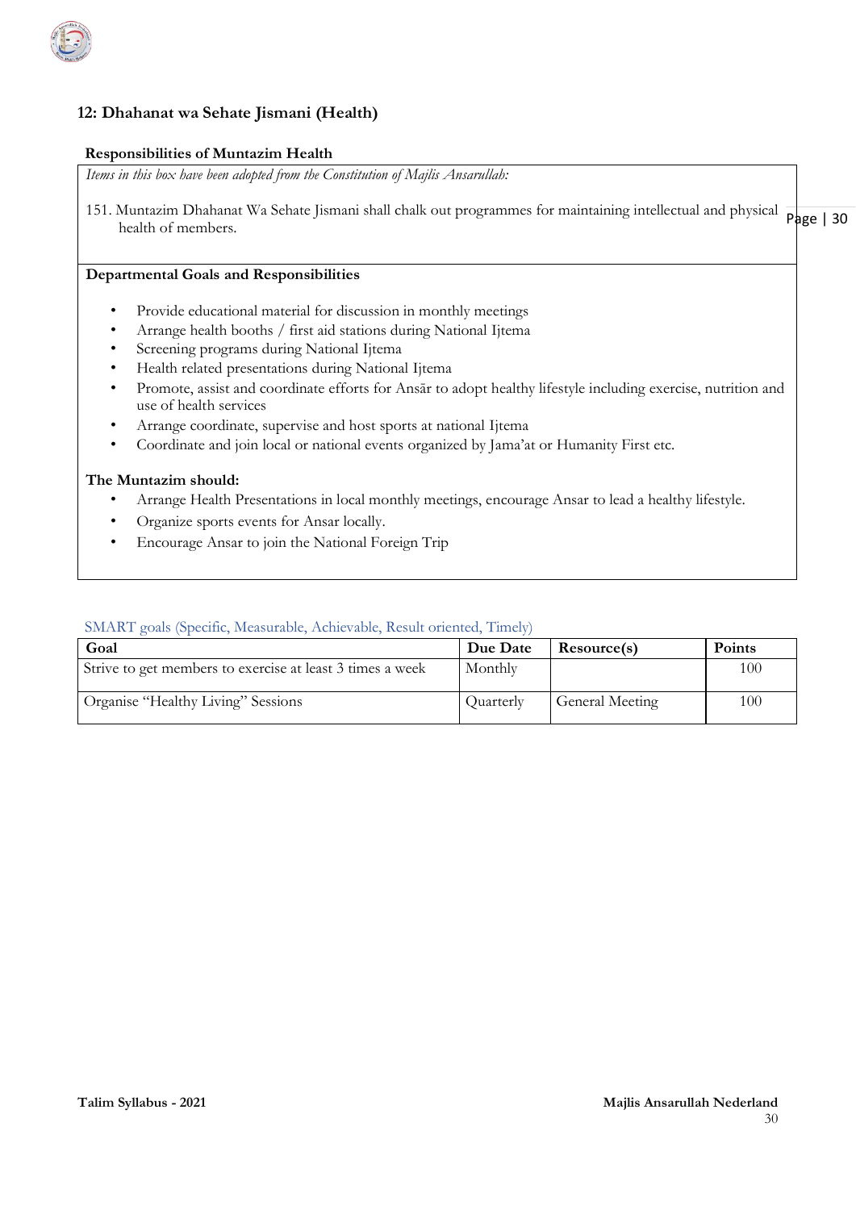## 12: Dhahanat wa Sehate Jismani (Health)

### Responsibilities of Muntazim Health

*Items in this box have been adopted from the Constitution of Majlis Ansarullah:*

151. Muntazim Dhahanat Wa Sehate Jismani shall chalk out programmes for maintaining intellectual and physical health of members.

**Departmental Goals and Responsibilities**

- Provide educational material for discussion in monthly meetings
- Arrange health booths / first aid stations during National Ijtema
- Screening programs during National Ijtema
- Health related presentations during National Ijtema
- Promote, assist and coordinate efforts for Ansār to adopt healthy lifestyle including exercise, nutrition and use of health services
- Arrange coordinate, supervise and host sports at national Ijtema
- Coordinate and join local or national events organized by Jama'at or Humanity First etc.

**The Muntazim should:**

- Arrange Health Presentations in local monthly meetings, encourage Ansar to lead a healthy lifestyle.
- Organize sports events for Ansar locally.
- Encourage Ansar to join the National Foreign Trip

SMART goals (Specific, Measurable, Achievable, Result oriented, Timely)

| Goal | Due Date | Resource(s) | Points |
|---|---|---|---|
| Strive to get members to exercise at least 3 times a week | Monthly | | 100 |
| Organise "Healthy Living" Sessions | Quarterly | General Meeting | 100 |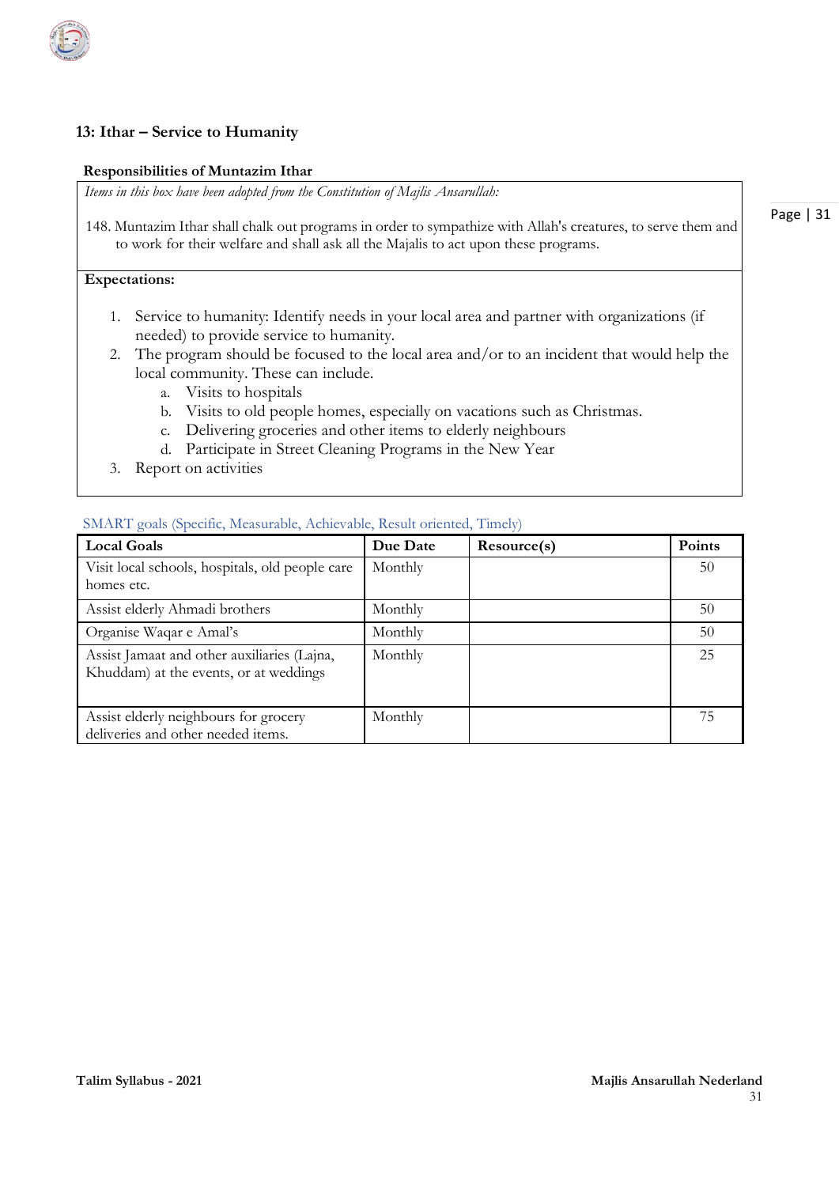## 13: Ithar – Service to Humanity

**Responsibilities of Muntazim Ithar**

*Items in this box have been adopted from the Constitution of Majlis Ansarullah:*

148. Muntazim Ithar shall chalk out programs in order to sympathize with Allah's creatures, to serve them and to work for their welfare and shall ask all the Majalis to act upon these programs.

**Expectations:**

1. Service to humanity: Identify needs in your local area and partner with organizations (if needed) to provide service to humanity.
2. The program should be focused to the local area and/or to an incident that would help the local community. These can include.
    a. Visits to hospitals
    b. Visits to old people homes, especially on vacations such as Christmas.
    c. Delivering groceries and other items to elderly neighbours
    d. Participate in Street Cleaning Programs in the New Year
3. Report on activities

SMART goals (Specific, Measurable, Achievable, Result oriented, Timely)

| Local Goals | Due Date | Resource(s) | Points |
|---|---|---|---|
| Visit local schools, hospitals, old people care homes etc. | Monthly | | 50 |
| Assist elderly Ahmadi brothers | Monthly | | 50 |
| Organise Waqar e Amal's | Monthly | | 50 |
| Assist Jamaat and other auxiliaries (Lajna, Khuddam) at the events, or at weddings | Monthly | | 25 |
| Assist elderly neighbours for grocery deliveries and other needed items. | Monthly | | 75 |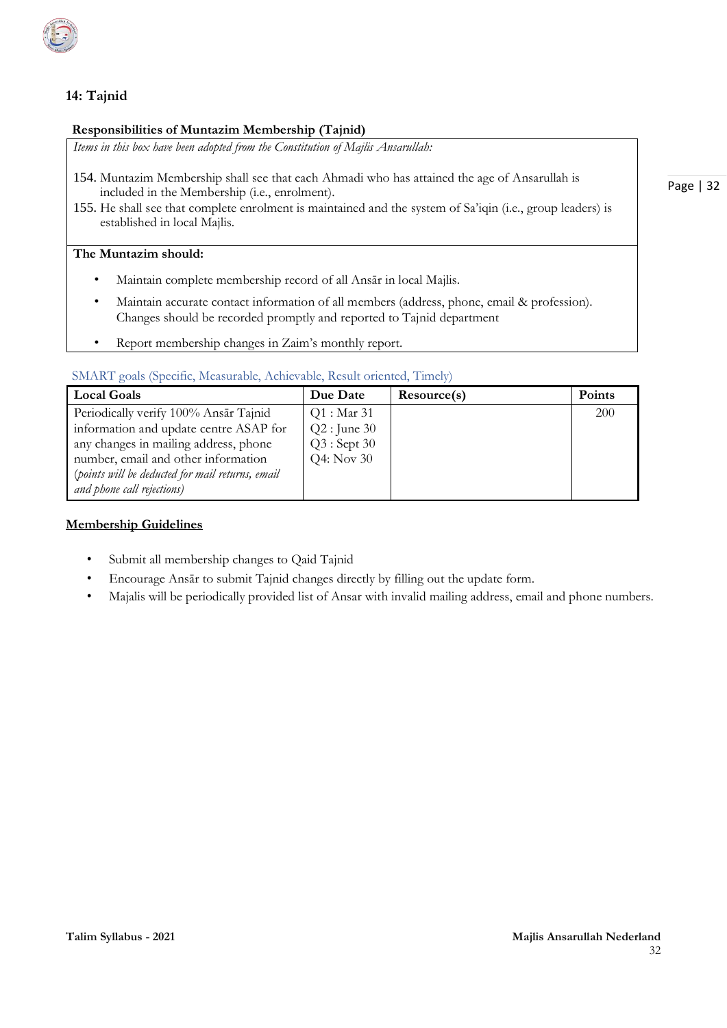## 14: Tajnid

**Responsibilities of Muntazim Membership (Tajnid)**

*Items in this box have been adopted from the Constitution of Majlis Ansarullah:*

154. Muntazim Membership shall see that each Ahmadi who has attained the age of Ansarullah is included in the Membership (i.e., enrolment).
155. He shall see that complete enrolment is maintained and the system of Sa'iqin (i.e., group leaders) is established in local Majlis.

**The Muntazim should:**

- Maintain complete membership record of all Ansār in local Majlis.
- Maintain accurate contact information of all members (address, phone, email & profession). Changes should be recorded promptly and reported to Tajnid department
- Report membership changes in Zaim's monthly report.

SMART goals (Specific, Measurable, Achievable, Result oriented, Timely)

| Local Goals | Due Date | Resource(s) | Points |
|---|---|---|---|
| Periodically verify 100% Ansār Tajnid information and update centre ASAP for any changes in mailing address, phone number, email and other information (*points will be deducted for mail returns, email and phone call rejections*) | Q1 : Mar 31<br>Q2 : June 30<br>Q3 : Sept 30<br>Q4: Nov 30 | | 200 |

**Membership Guidelines**

- Submit all membership changes to Qaid Tajnid
- Encourage Ansār to submit Tajnid changes directly by filling out the update form.
- Majalis will be periodically provided list of Ansar with invalid mailing address, email and phone numbers.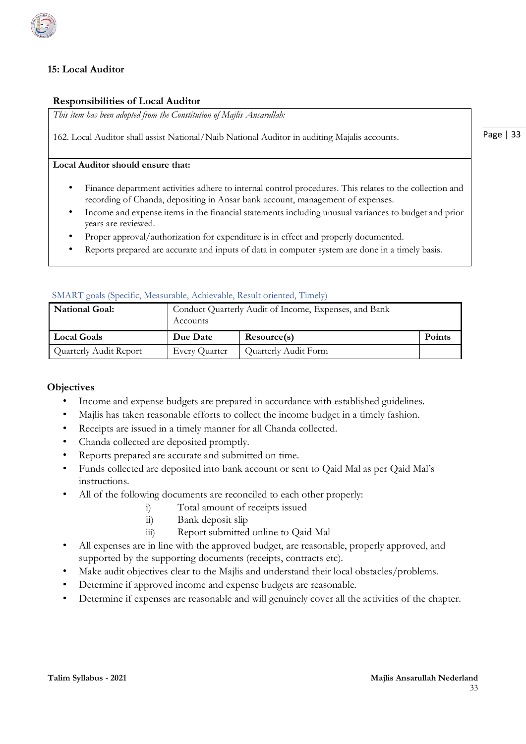## 15: Local Auditor

### Responsibilities of Local Auditor

*This item has been adopted from the Constitution of Majlis Ansarullah:*

162. Local Auditor shall assist National/Naib National Auditor in auditing Majalis accounts.

**Local Auditor should ensure that:**

- Finance department activities adhere to internal control procedures. This relates to the collection and recording of Chanda, depositing in Ansar bank account, management of expenses.
- Income and expense items in the financial statements including unusual variances to budget and prior years are reviewed.
- Proper approval/authorization for expenditure is in effect and properly documented.
- Reports prepared are accurate and inputs of data in computer system are done in a timely basis.

SMART goals (Specific, Measurable, Achievable, Result oriented, Timely)

| **National Goal:** | Conduct Quarterly Audit of Income, Expenses, and Bank Accounts | | |
|---|---|---|---|
| **Local Goals** | **Due Date** | **Resource(s)** | **Points** |
| Quarterly Audit Report | Every Quarter | Quarterly Audit Form | |

### Objectives

- Income and expense budgets are prepared in accordance with established guidelines.
- Majlis has taken reasonable efforts to collect the income budget in a timely fashion.
- Receipts are issued in a timely manner for all Chanda collected.
- Chanda collected are deposited promptly.
- Reports prepared are accurate and submitted on time.
- Funds collected are deposited into bank account or sent to Qaid Mal as per Qaid Mal's instructions.
- All of the following documents are reconciled to each other properly:
    - i) Total amount of receipts issued
    - ii) Bank deposit slip
    - iii) Report submitted online to Qaid Mal
- All expenses are in line with the approved budget, are reasonable, properly approved, and supported by the supporting documents (receipts, contracts etc).
- Make audit objectives clear to the Majlis and understand their local obstacles/problems.
- Determine if approved income and expense budgets are reasonable.
- Determine if expenses are reasonable and will genuinely cover all the activities of the chapter.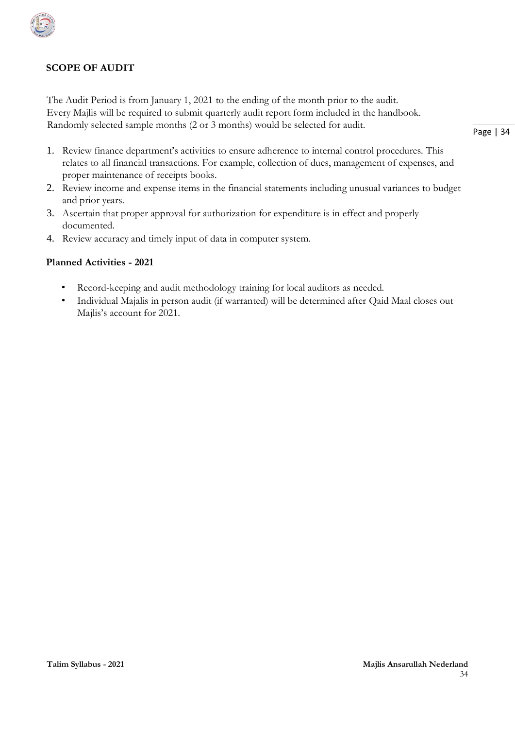## SCOPE OF AUDIT

The Audit Period is from January 1, 2021 to the ending of the month prior to the audit.
Every Majlis will be required to submit quarterly audit report form included in the handbook.
Randomly selected sample months (2 or 3 months) would be selected for audit.

1. Review finance department's activities to ensure adherence to internal control procedures. This relates to all financial transactions. For example, collection of dues, management of expenses, and proper maintenance of receipts books.
2. Review income and expense items in the financial statements including unusual variances to budget and prior years.
3. Ascertain that proper approval for authorization for expenditure is in effect and properly documented.
4. Review accuracy and timely input of data in computer system.

### Planned Activities - 2021

- Record-keeping and audit methodology training for local auditors as needed.
- Individual Majalis in person audit (if warranted) will be determined after Qaid Maal closes out Majlis's account for 2021.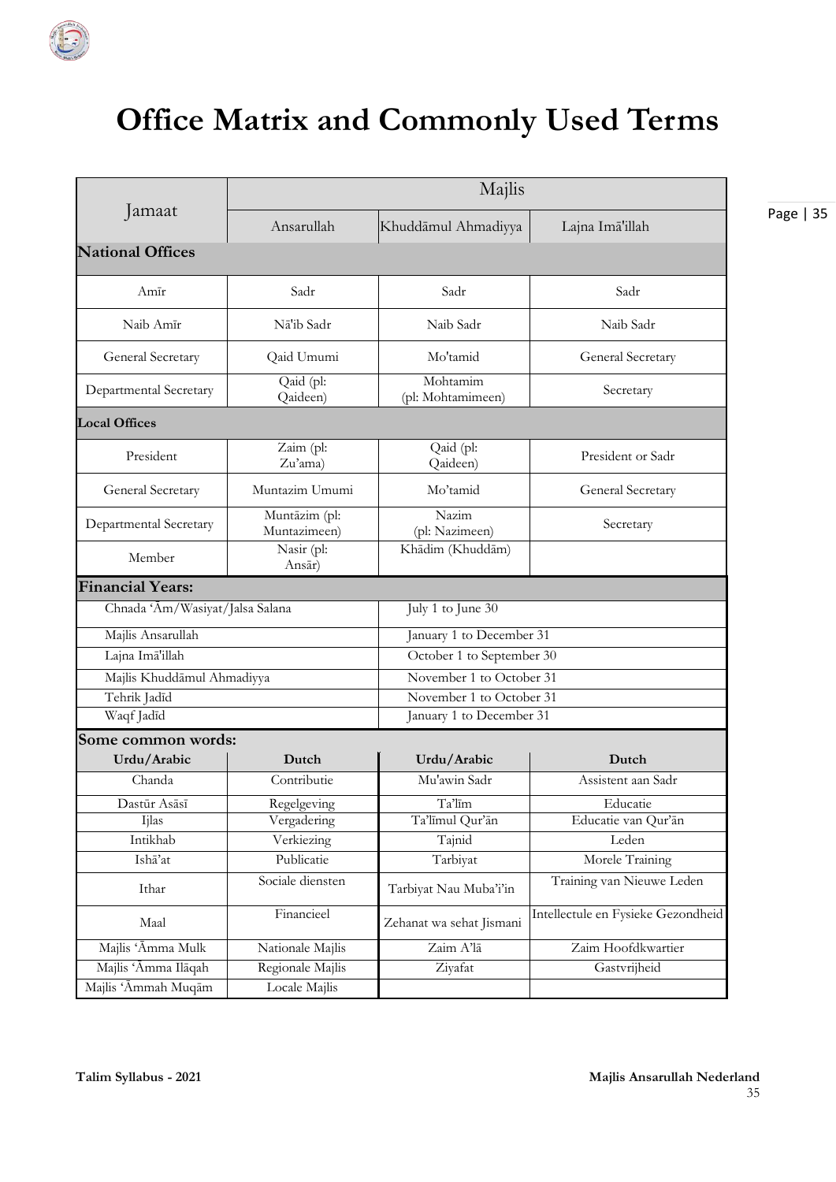# Office Matrix and Commonly Used Terms

| Jamaat | Majlis | | |
|---|---|---|---|
| | Ansarullah | Khuddāmul Ahmadiyya | Lajna Imā'illah |
| **National Offices** | | | |
| Amīr | Sadr | Sadr | Sadr |
| Naib Amīr | Nā'ib Sadr | Naib Sadr | Naib Sadr |
| General Secretary | Qaid Umumi | Mo'tamid | General Secretary |
| Departmental Secretary | Qaid (pl: Qaideen) | Mohtamim (pl: Mohtamimeen) | Secretary |
| **Local Offices** | | | |
| President | Zaim (pl: Zu'ama) | Qaid (pl: Qaideen) | President or Sadr |
| General Secretary | Muntazim Umumi | Mo'tamid | General Secretary |
| Departmental Secretary | Muntāzim (pl: Muntazimeen) | Nazim (pl: Nazimeen) | Secretary |
| Member | Nasir (pl: Ansār) | Khādim (Khuddām) | |

**Financial Years:**

| | |
|---|---|
| Chnada 'Ām/Wasiyat/Jalsa Salana | July 1 to June 30 |
| Majlis Ansarullah | January 1 to December 31 |
| Lajna Imā'illah | October 1 to September 30 |
| Majlis Khuddāmul Ahmadiyya | November 1 to October 31 |
| Tehrik Jadīd | November 1 to October 31 |
| Waqf Jadīd | January 1 to December 31 |

**Some common words:**

| Urdu/Arabic | Dutch | Urdu/Arabic | Dutch |
|---|---|---|---|
| Chanda | Contributie | Mu'awin Sadr | Assistent aan Sadr |
| Dastūr Asāsī | Regelgeving | Ta'līm | Educatie |
| Ijlas | Vergadering | Ta'līmul Qur'ān | Educatie van Qur'ān |
| Intikhab | Verkiezing | Tajnid | Leden |
| Ishā'at | Publicatie | Tarbiyat | Morele Training |
| Ithar | Sociale diensten | Tarbiyat Nau Muba'i'in | Training van Nieuwe Leden |
| Maal | Financieel | Zehanat wa sehat Jismani | Intellectuele en Fysieke Gezondheid |
| Majlis 'Āmma Mulk | Nationale Majlis | Zaim A'lā | Zaim Hoofdkwartier |
| Majlis 'Āmma Ilāqah | Regionale Majlis | Ziyafat | Gastvrijheid |
| Majlis 'Āmmah Muqām | Locale Majlis | | |